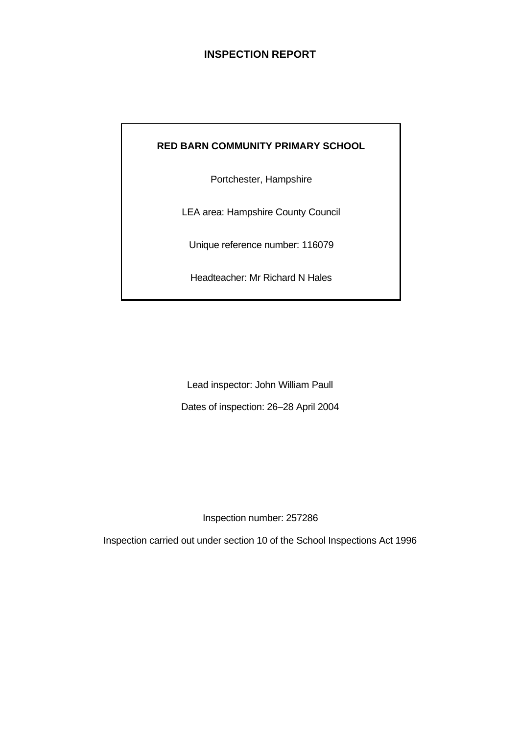# INSPECTION REPORT

**RED BARN COMMUNITY PRIMARY SCHOOL**

Portchester, Hampshire

LEA area: Hampshire County Council

Unique reference number: 116079

Headteacher: Mr Richard N Hales

Lead inspector: John William Paull

Dates of inspection: 26–28 April 2004

Inspection number: 257286

Inspection carried out under section 10 of the School Inspections Act 1996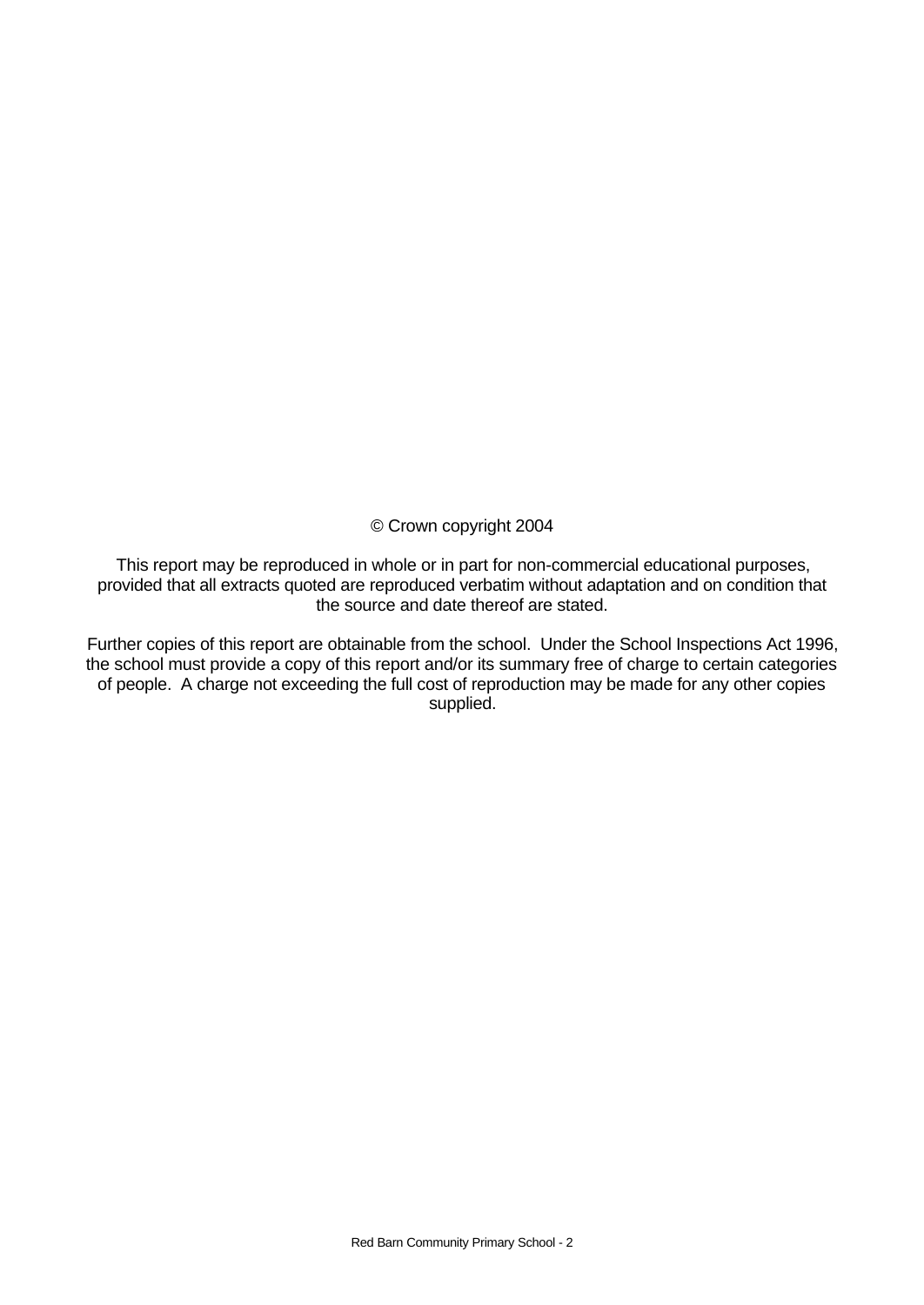© Crown copyright 2004

This report may be reproduced in whole or in part for non-commercial educational purposes, provided that all extracts quoted are reproduced verbatim without adaptation and on condition that the source and date thereof are stated.

Further copies of this report are obtainable from the school. Under the School Inspections Act 1996, the school must provide a copy of this report and/or its summary free of charge to certain categories of people. A charge not exceeding the full cost of reproduction may be made for any other copies supplied.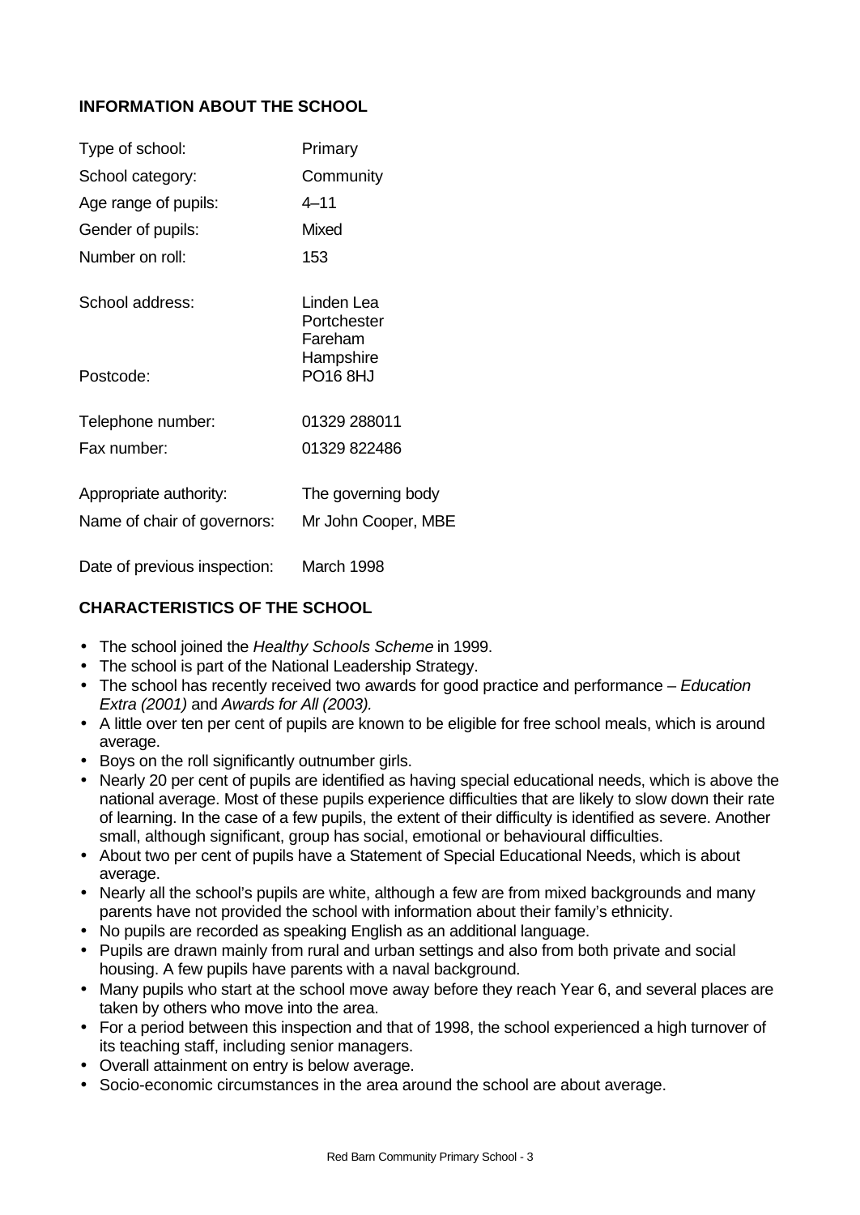## INFORMATION ABOUT THE SCHOOL

| | |
|---|---|
| Type of school: | Primary |
| School category: | Community |
| Age range of pupils: | 4–11 |
| Gender of pupils: | Mixed |
| Number on roll: | 153 |
| School address: | Linden Lea<br>Portchester<br>Fareham<br>Hampshire |
| Postcode: | PO16 8HJ |
| Telephone number: | 01329 288011 |
| Fax number: | 01329 822486 |
| Appropriate authority: | The governing body |
| Name of chair of governors: | Mr John Cooper, MBE |
| Date of previous inspection: | March 1998 |

## CHARACTERISTICS OF THE SCHOOL

- The school joined the *Healthy Schools Scheme* in 1999.
- The school is part of the National Leadership Strategy.
- The school has recently received two awards for good practice and performance – *Education Extra (2001)* and *Awards for All (2003).*
- A little over ten per cent of pupils are known to be eligible for free school meals, which is around average.
- Boys on the roll significantly outnumber girls.
- Nearly 20 per cent of pupils are identified as having special educational needs, which is above the national average. Most of these pupils experience difficulties that are likely to slow down their rate of learning. In the case of a few pupils, the extent of their difficulty is identified as severe. Another small, although significant, group has social, emotional or behavioural difficulties.
- About two per cent of pupils have a Statement of Special Educational Needs, which is about average.
- Nearly all the school's pupils are white, although a few are from mixed backgrounds and many parents have not provided the school with information about their family's ethnicity.
- No pupils are recorded as speaking English as an additional language.
- Pupils are drawn mainly from rural and urban settings and also from both private and social housing. A few pupils have parents with a naval background.
- Many pupils who start at the school move away before they reach Year 6, and several places are taken by others who move into the area.
- For a period between this inspection and that of 1998, the school experienced a high turnover of its teaching staff, including senior managers.
- Overall attainment on entry is below average.
- Socio-economic circumstances in the area around the school are about average.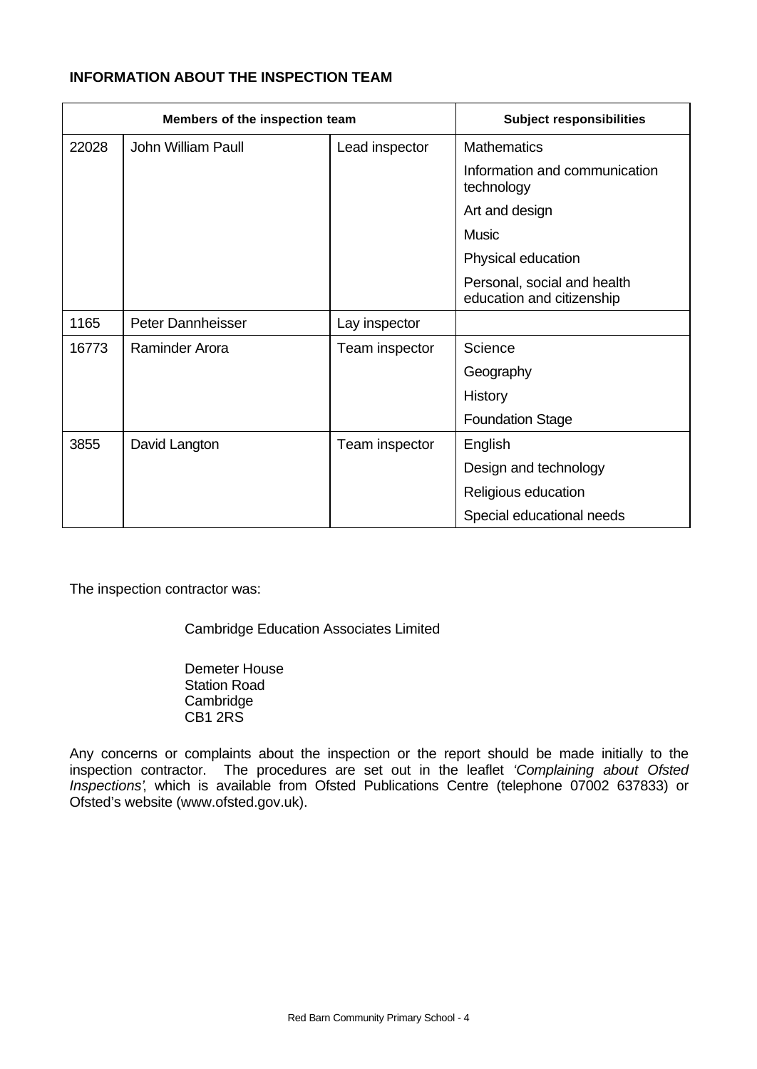**INFORMATION ABOUT THE INSPECTION TEAM**

| Members of the inspection team | | | Subject responsibilities |
|---|---|---|---|
| 22028 | John William Paull | Lead inspector | Mathematics |
| | | | Information and communication technology |
| | | | Art and design |
| | | | Music |
| | | | Physical education |
| | | | Personal, social and health education and citizenship |
| 1165 | Peter Dannheisser | Lay inspector | |
| 16773 | Raminder Arora | Team inspector | Science |
| | | | Geography |
| | | | History |
| | | | Foundation Stage |
| 3855 | David Langton | Team inspector | English |
| | | | Design and technology |
| | | | Religious education |
| | | | Special educational needs |

The inspection contractor was:

Cambridge Education Associates Limited

Demeter House
Station Road
Cambridge
CB1 2RS

Any concerns or complaints about the inspection or the report should be made initially to the inspection contractor. The procedures are set out in the leaflet *'Complaining about Ofsted Inspections'*, which is available from Ofsted Publications Centre (telephone 07002 637833) or Ofsted's website (www.ofsted.gov.uk).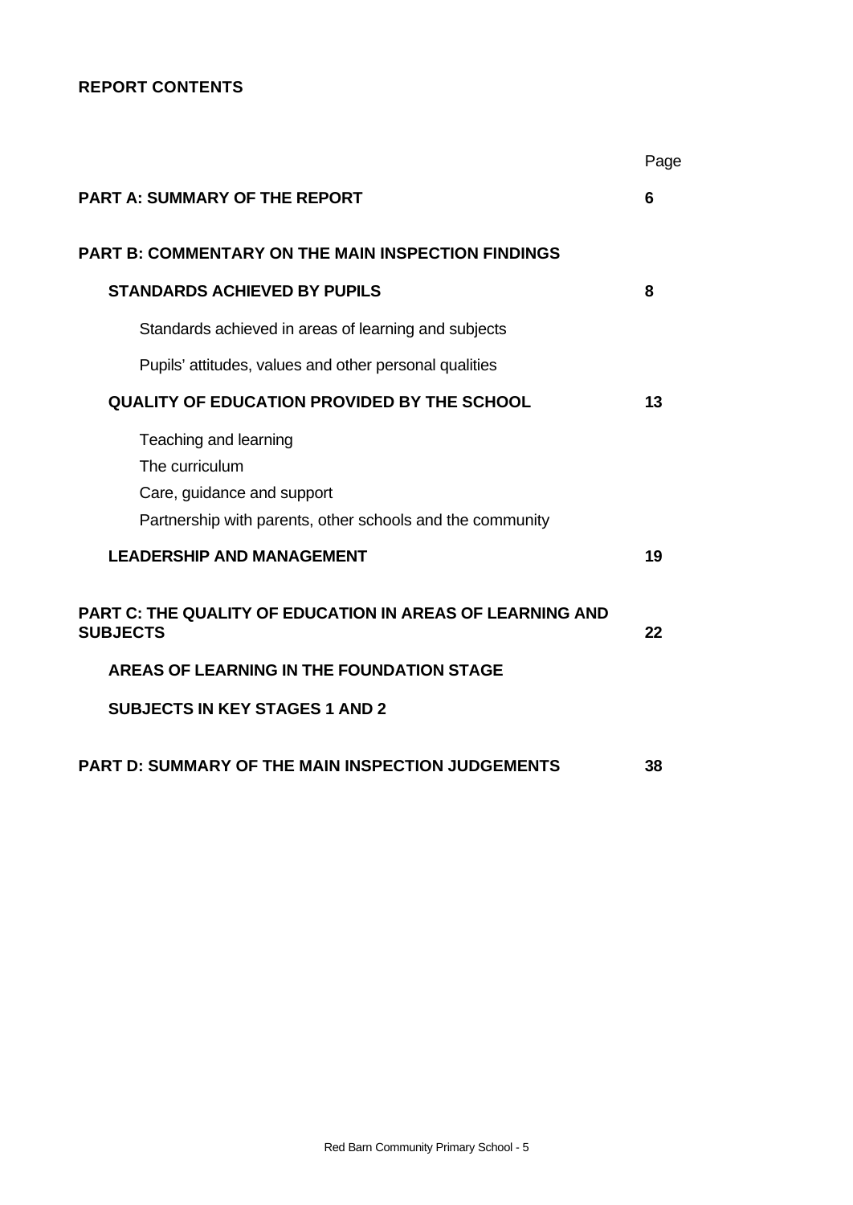## REPORT CONTENTS

| | Page |
|---|---|
| **PART A: SUMMARY OF THE REPORT** | **6** |
| **PART B: COMMENTARY ON THE MAIN INSPECTION FINDINGS** | |
| **STANDARDS ACHIEVED BY PUPILS** | **8** |
| Standards achieved in areas of learning and subjects | |
| Pupils' attitudes, values and other personal qualities | |
| **QUALITY OF EDUCATION PROVIDED BY THE SCHOOL** | **13** |
| Teaching and learning | |
| The curriculum | |
| Care, guidance and support | |
| Partnership with parents, other schools and the community | |
| **LEADERSHIP AND MANAGEMENT** | **19** |
| **PART C: THE QUALITY OF EDUCATION IN AREAS OF LEARNING AND SUBJECTS** | **22** |
| **AREAS OF LEARNING IN THE FOUNDATION STAGE** | |
| **SUBJECTS IN KEY STAGES 1 AND 2** | |
| **PART D: SUMMARY OF THE MAIN INSPECTION JUDGEMENTS** | **38** |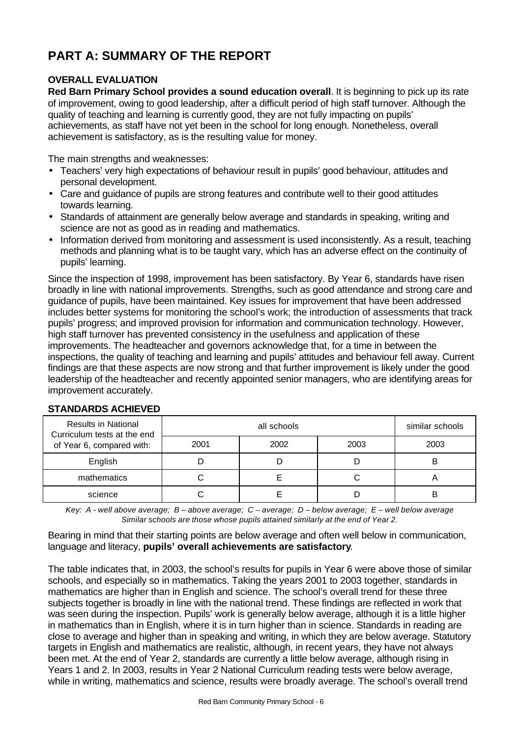# PART A: SUMMARY OF THE REPORT

**OVERALL EVALUATION**

**Red Barn Primary School provides a sound education overall**. It is beginning to pick up its rate of improvement, owing to good leadership, after a difficult period of high staff turnover. Although the quality of teaching and learning is currently good, they are not fully impacting on pupils' achievements, as staff have not yet been in the school for long enough. Nonetheless, overall achievement is satisfactory, as is the resulting value for money.

The main strengths and weaknesses:

- Teachers' very high expectations of behaviour result in pupils' good behaviour, attitudes and personal development.
- Care and guidance of pupils are strong features and contribute well to their good attitudes towards learning.
- Standards of attainment are generally below average and standards in speaking, writing and science are not as good as in reading and mathematics.
- Information derived from monitoring and assessment is used inconsistently. As a result, teaching methods and planning what is to be taught vary, which has an adverse effect on the continuity of pupils' learning.

Since the inspection of 1998, improvement has been satisfactory. By Year 6, standards have risen broadly in line with national improvements. Strengths, such as good attendance and strong care and guidance of pupils, have been maintained. Key issues for improvement that have been addressed includes better systems for monitoring the school's work; the introduction of assessments that track pupils' progress; and improved provision for information and communication technology. However, high staff turnover has prevented consistency in the usefulness and application of these improvements. The headteacher and governors acknowledge that, for a time in between the inspections, the quality of teaching and learning and pupils' attitudes and behaviour fell away. Current findings are that these aspects are now strong and that further improvement is likely under the good leadership of the headteacher and recently appointed senior managers, who are identifying areas for improvement accurately.

**STANDARDS ACHIEVED**

| Results in National Curriculum tests at the end of Year 6, compared with: | all schools | | | similar schools |
|---|---|---|---|---|
| | 2001 | 2002 | 2003 | 2003 |
| English | D | D | D | B |
| mathematics | C | E | C | A |
| science | C | E | D | B |

*Key: A - well above average; B – above average; C – average; D – below average; E – well below average*
*Similar schools are those whose pupils attained similarly at the end of Year 2.*

Bearing in mind that their starting points are below average and often well below in communication, language and literacy, **pupils' overall achievements are satisfactory**.

The table indicates that, in 2003, the school's results for pupils in Year 6 were above those of similar schools, and especially so in mathematics. Taking the years 2001 to 2003 together, standards in mathematics are higher than in English and science. The school's overall trend for these three subjects together is broadly in line with the national trend. These findings are reflected in work that was seen during the inspection. Pupils' work is generally below average, although it is a little higher in mathematics than in English, where it is in turn higher than in science. Standards in reading are close to average and higher than in speaking and writing, in which they are below average. Statutory targets in English and mathematics are realistic, although, in recent years, they have not always been met. At the end of Year 2, standards are currently a little below average, although rising in Years 1 and 2. In 2003, results in Year 2 National Curriculum reading tests were below average, while in writing, mathematics and science, results were broadly average. The school's overall trend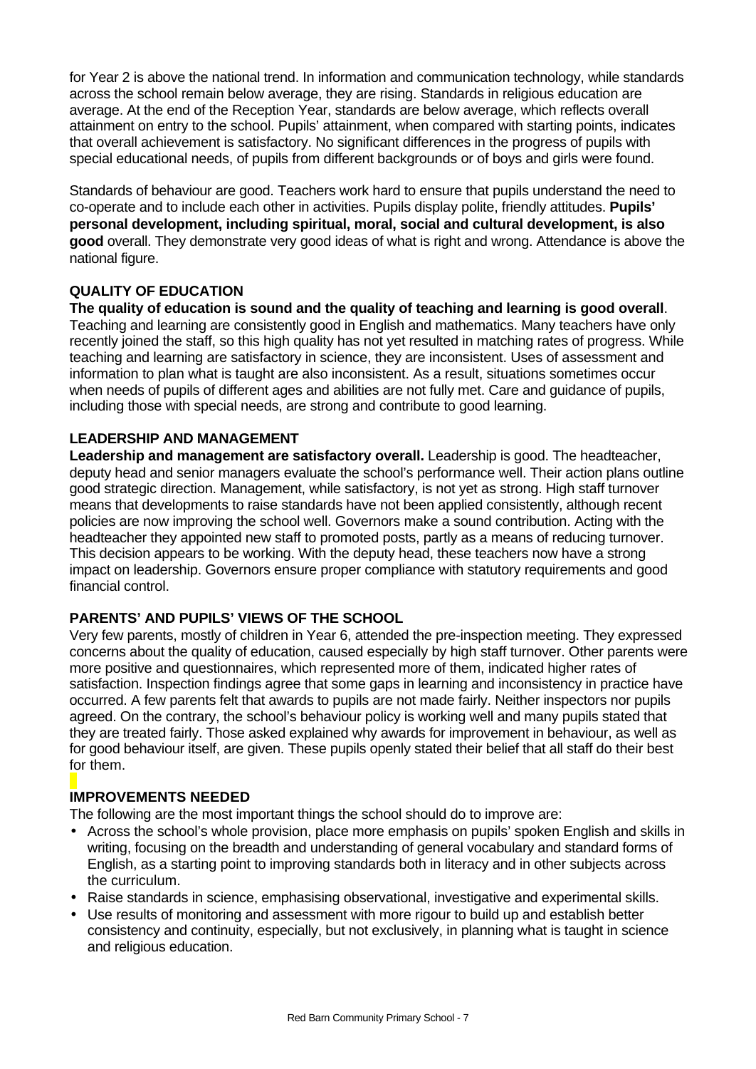for Year 2 is above the national trend. In information and communication technology, while standards across the school remain below average, they are rising. Standards in religious education are average. At the end of the Reception Year, standards are below average, which reflects overall attainment on entry to the school. Pupils' attainment, when compared with starting points, indicates that overall achievement is satisfactory. No significant differences in the progress of pupils with special educational needs, of pupils from different backgrounds or of boys and girls were found.

Standards of behaviour are good. Teachers work hard to ensure that pupils understand the need to co-operate and to include each other in activities. Pupils display polite, friendly attitudes. **Pupils' personal development, including spiritual, moral, social and cultural development, is also good** overall. They demonstrate very good ideas of what is right and wrong. Attendance is above the national figure.

## QUALITY OF EDUCATION

**The quality of education is sound and the quality of teaching and learning is good overall**. Teaching and learning are consistently good in English and mathematics. Many teachers have only recently joined the staff, so this high quality has not yet resulted in matching rates of progress. While teaching and learning are satisfactory in science, they are inconsistent. Uses of assessment and information to plan what is taught are also inconsistent. As a result, situations sometimes occur when needs of pupils of different ages and abilities are not fully met. Care and guidance of pupils, including those with special needs, are strong and contribute to good learning.

## LEADERSHIP AND MANAGEMENT

**Leadership and management are satisfactory overall.** Leadership is good. The headteacher, deputy head and senior managers evaluate the school's performance well. Their action plans outline good strategic direction. Management, while satisfactory, is not yet as strong. High staff turnover means that developments to raise standards have not been applied consistently, although recent policies are now improving the school well. Governors make a sound contribution. Acting with the headteacher they appointed new staff to promoted posts, partly as a means of reducing turnover. This decision appears to be working. With the deputy head, these teachers now have a strong impact on leadership. Governors ensure proper compliance with statutory requirements and good financial control.

## PARENTS' AND PUPILS' VIEWS OF THE SCHOOL

Very few parents, mostly of children in Year 6, attended the pre-inspection meeting. They expressed concerns about the quality of education, caused especially by high staff turnover. Other parents were more positive and questionnaires, which represented more of them, indicated higher rates of satisfaction. Inspection findings agree that some gaps in learning and inconsistency in practice have occurred. A few parents felt that awards to pupils are not made fairly. Neither inspectors nor pupils agreed. On the contrary, the school's behaviour policy is working well and many pupils stated that they are treated fairly. Those asked explained why awards for improvement in behaviour, as well as for good behaviour itself, are given. These pupils openly stated their belief that all staff do their best for them.

## IMPROVEMENTS NEEDED

The following are the most important things the school should do to improve are:

- Across the school's whole provision, place more emphasis on pupils' spoken English and skills in writing, focusing on the breadth and understanding of general vocabulary and standard forms of English, as a starting point to improving standards both in literacy and in other subjects across the curriculum.
- Raise standards in science, emphasising observational, investigative and experimental skills.
- Use results of monitoring and assessment with more rigour to build up and establish better consistency and continuity, especially, but not exclusively, in planning what is taught in science and religious education.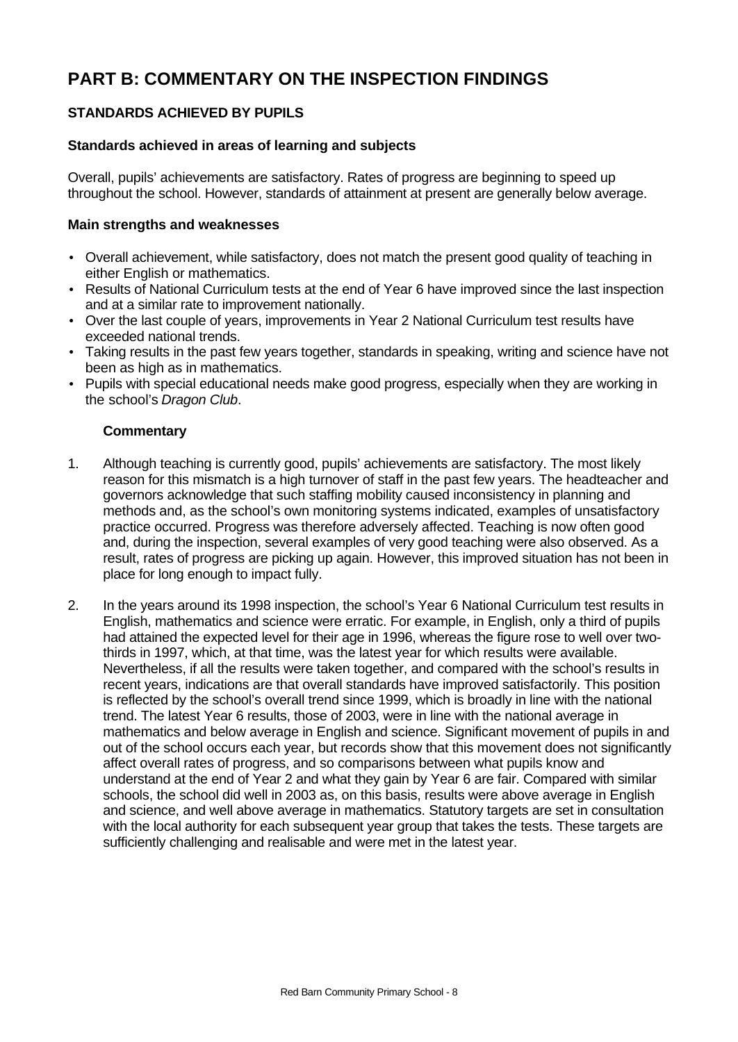# PART B: COMMENTARY ON THE INSPECTION FINDINGS

## STANDARDS ACHIEVED BY PUPILS

### Standards achieved in areas of learning and subjects

Overall, pupils' achievements are satisfactory. Rates of progress are beginning to speed up throughout the school. However, standards of attainment at present are generally below average.

### Main strengths and weaknesses

- Overall achievement, while satisfactory, does not match the present good quality of teaching in either English or mathematics.
- Results of National Curriculum tests at the end of Year 6 have improved since the last inspection and at a similar rate to improvement nationally.
- Over the last couple of years, improvements in Year 2 National Curriculum test results have exceeded national trends.
- Taking results in the past few years together, standards in speaking, writing and science have not been as high as in mathematics.
- Pupils with special educational needs make good progress, especially when they are working in the school's *Dragon Club*.

**Commentary**

1. Although teaching is currently good, pupils' achievements are satisfactory. The most likely reason for this mismatch is a high turnover of staff in the past few years. The headteacher and governors acknowledge that such staffing mobility caused inconsistency in planning and methods and, as the school's own monitoring systems indicated, examples of unsatisfactory practice occurred. Progress was therefore adversely affected. Teaching is now often good and, during the inspection, several examples of very good teaching were also observed. As a result, rates of progress are picking up again. However, this improved situation has not been in place for long enough to impact fully.

2. In the years around its 1998 inspection, the school's Year 6 National Curriculum test results in English, mathematics and science were erratic. For example, in English, only a third of pupils had attained the expected level for their age in 1996, whereas the figure rose to well over two-thirds in 1997, which, at that time, was the latest year for which results were available. Nevertheless, if all the results were taken together, and compared with the school's results in recent years, indications are that overall standards have improved satisfactorily. This position is reflected by the school's overall trend since 1999, which is broadly in line with the national trend. The latest Year 6 results, those of 2003, were in line with the national average in mathematics and below average in English and science. Significant movement of pupils in and out of the school occurs each year, but records show that this movement does not significantly affect overall rates of progress, and so comparisons between what pupils know and understand at the end of Year 2 and what they gain by Year 6 are fair. Compared with similar schools, the school did well in 2003 as, on this basis, results were above average in English and science, and well above average in mathematics. Statutory targets are set in consultation with the local authority for each subsequent year group that takes the tests. These targets are sufficiently challenging and realisable and were met in the latest year.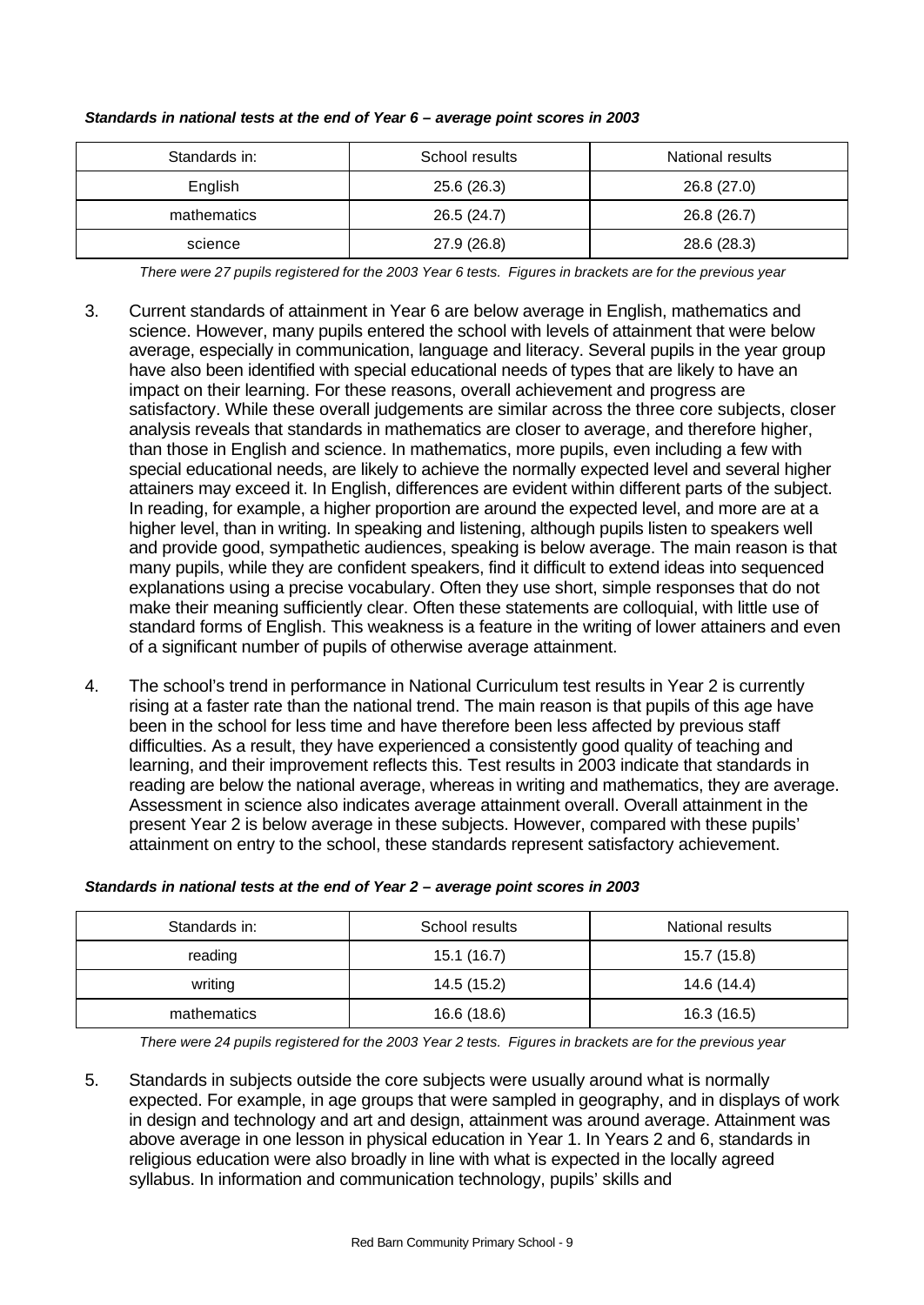***Standards in national tests at the end of Year 6 – average point scores in 2003***

| Standards in: | School results | National results |
|---|---|---|
| English | 25.6 (26.3) | 26.8 (27.0) |
| mathematics | 26.5 (24.7) | 26.8 (26.7) |
| science | 27.9 (26.8) | 28.6 (28.3) |

*There were 27 pupils registered for the 2003 Year 6 tests. Figures in brackets are for the previous year*

3. Current standards of attainment in Year 6 are below average in English, mathematics and science. However, many pupils entered the school with levels of attainment that were below average, especially in communication, language and literacy. Several pupils in the year group have also been identified with special educational needs of types that are likely to have an impact on their learning. For these reasons, overall achievement and progress are satisfactory. While these overall judgements are similar across the three core subjects, closer analysis reveals that standards in mathematics are closer to average, and therefore higher, than those in English and science. In mathematics, more pupils, even including a few with special educational needs, are likely to achieve the normally expected level and several higher attainers may exceed it. In English, differences are evident within different parts of the subject. In reading, for example, a higher proportion are around the expected level, and more are at a higher level, than in writing. In speaking and listening, although pupils listen to speakers well and provide good, sympathetic audiences, speaking is below average. The main reason is that many pupils, while they are confident speakers, find it difficult to extend ideas into sequenced explanations using a precise vocabulary. Often they use short, simple responses that do not make their meaning sufficiently clear. Often these statements are colloquial, with little use of standard forms of English. This weakness is a feature in the writing of lower attainers and even of a significant number of pupils of otherwise average attainment.

4. The school's trend in performance in National Curriculum test results in Year 2 is currently rising at a faster rate than the national trend. The main reason is that pupils of this age have been in the school for less time and have therefore been less affected by previous staff difficulties. As a result, they have experienced a consistently good quality of teaching and learning, and their improvement reflects this. Test results in 2003 indicate that standards in reading are below the national average, whereas in writing and mathematics, they are average. Assessment in science also indicates average attainment overall. Overall attainment in the present Year 2 is below average in these subjects. However, compared with these pupils' attainment on entry to the school, these standards represent satisfactory achievement.

***Standards in national tests at the end of Year 2 – average point scores in 2003***

| Standards in: | School results | National results |
|---|---|---|
| reading | 15.1 (16.7) | 15.7 (15.8) |
| writing | 14.5 (15.2) | 14.6 (14.4) |
| mathematics | 16.6 (18.6) | 16.3 (16.5) |

*There were 24 pupils registered for the 2003 Year 2 tests. Figures in brackets are for the previous year*

5. Standards in subjects outside the core subjects were usually around what is normally expected. For example, in age groups that were sampled in geography, and in displays of work in design and technology and art and design, attainment was around average. Attainment was above average in one lesson in physical education in Year 1. In Years 2 and 6, standards in religious education were also broadly in line with what is expected in the locally agreed syllabus. In information and communication technology, pupils' skills and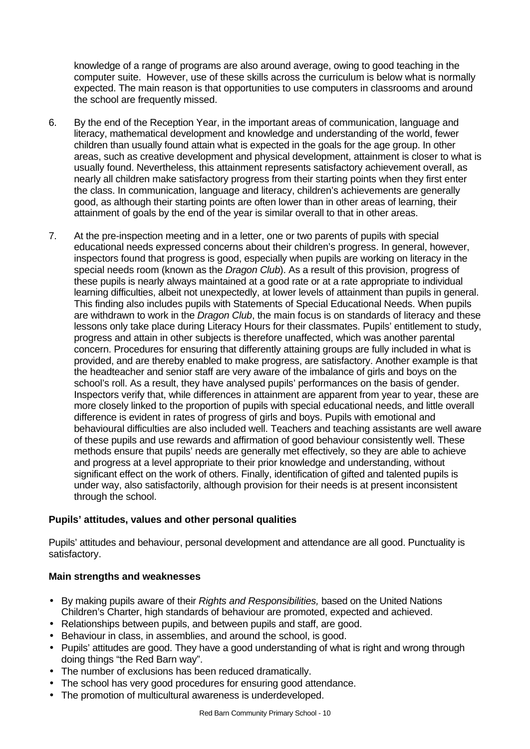knowledge of a range of programs are also around average, owing to good teaching in the computer suite. However, use of these skills across the curriculum is below what is normally expected. The main reason is that opportunities to use computers in classrooms and around the school are frequently missed.

6. By the end of the Reception Year, in the important areas of communication, language and literacy, mathematical development and knowledge and understanding of the world, fewer children than usually found attain what is expected in the goals for the age group. In other areas, such as creative development and physical development, attainment is closer to what is usually found. Nevertheless, this attainment represents satisfactory achievement overall, as nearly all children make satisfactory progress from their starting points when they first enter the class. In communication, language and literacy, children's achievements are generally good, as although their starting points are often lower than in other areas of learning, their attainment of goals by the end of the year is similar overall to that in other areas.

7. At the pre-inspection meeting and in a letter, one or two parents of pupils with special educational needs expressed concerns about their children's progress. In general, however, inspectors found that progress is good, especially when pupils are working on literacy in the special needs room (known as the *Dragon Club*). As a result of this provision, progress of these pupils is nearly always maintained at a good rate or at a rate appropriate to individual learning difficulties, albeit not unexpectedly, at lower levels of attainment than pupils in general. This finding also includes pupils with Statements of Special Educational Needs. When pupils are withdrawn to work in the *Dragon Club*, the main focus is on standards of literacy and these lessons only take place during Literacy Hours for their classmates. Pupils' entitlement to study, progress and attain in other subjects is therefore unaffected, which was another parental concern. Procedures for ensuring that differently attaining groups are fully included in what is provided, and are thereby enabled to make progress, are satisfactory. Another example is that the headteacher and senior staff are very aware of the imbalance of girls and boys on the school's roll. As a result, they have analysed pupils' performances on the basis of gender. Inspectors verify that, while differences in attainment are apparent from year to year, these are more closely linked to the proportion of pupils with special educational needs, and little overall difference is evident in rates of progress of girls and boys. Pupils with emotional and behavioural difficulties are also included well. Teachers and teaching assistants are well aware of these pupils and use rewards and affirmation of good behaviour consistently well. These methods ensure that pupils' needs are generally met effectively, so they are able to achieve and progress at a level appropriate to their prior knowledge and understanding, without significant effect on the work of others. Finally, identification of gifted and talented pupils is under way, also satisfactorily, although provision for their needs is at present inconsistent through the school.

**Pupils' attitudes, values and other personal qualities**

Pupils' attitudes and behaviour, personal development and attendance are all good. Punctuality is satisfactory.

**Main strengths and weaknesses**

- By making pupils aware of their *Rights and Responsibilities,* based on the United Nations Children's Charter, high standards of behaviour are promoted, expected and achieved.
- Relationships between pupils, and between pupils and staff, are good.
- Behaviour in class, in assemblies, and around the school, is good.
- Pupils' attitudes are good. They have a good understanding of what is right and wrong through doing things "the Red Barn way".
- The number of exclusions has been reduced dramatically.
- The school has very good procedures for ensuring good attendance.
- The promotion of multicultural awareness is underdeveloped.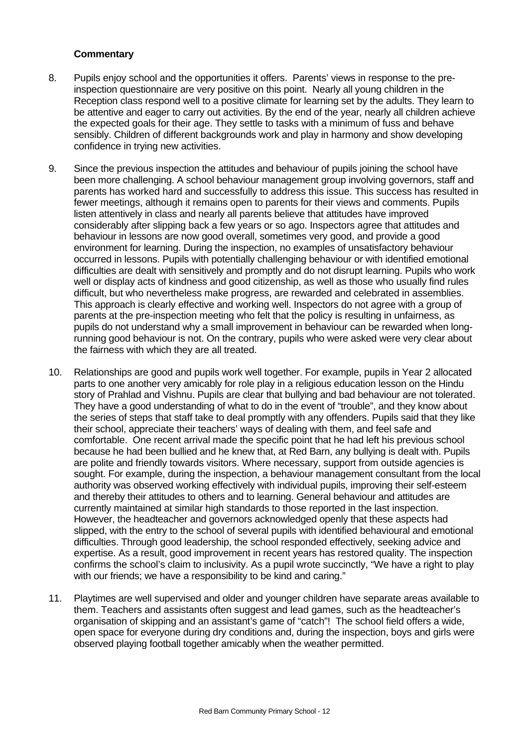**Commentary**

8. Pupils enjoy school and the opportunities it offers. Parents' views in response to the pre-inspection questionnaire are very positive on this point. Nearly all young children in the Reception class respond well to a positive climate for learning set by the adults. They learn to be attentive and eager to carry out activities. By the end of the year, nearly all children achieve the expected goals for their age. They settle to tasks with a minimum of fuss and behave sensibly. Children of different backgrounds work and play in harmony and show developing confidence in trying new activities.

9. Since the previous inspection the attitudes and behaviour of pupils joining the school have been more challenging. A school behaviour management group involving governors, staff and parents has worked hard and successfully to address this issue. This success has resulted in fewer meetings, although it remains open to parents for their views and comments. Pupils listen attentively in class and nearly all parents believe that attitudes have improved considerably after slipping back a few years or so ago. Inspectors agree that attitudes and behaviour in lessons are now good overall, sometimes very good, and provide a good environment for learning. During the inspection, no examples of unsatisfactory behaviour occurred in lessons. Pupils with potentially challenging behaviour or with identified emotional difficulties are dealt with sensitively and promptly and do not disrupt learning. Pupils who work well or display acts of kindness and good citizenship, as well as those who usually find rules difficult, but who nevertheless make progress, are rewarded and celebrated in assemblies. This approach is clearly effective and working well. Inspectors do not agree with a group of parents at the pre-inspection meeting who felt that the policy is resulting in unfairness, as pupils do not understand why a small improvement in behaviour can be rewarded when long-running good behaviour is not. On the contrary, pupils who were asked were very clear about the fairness with which they are all treated.

10. Relationships are good and pupils work well together. For example, pupils in Year 2 allocated parts to one another very amicably for role play in a religious education lesson on the Hindu story of Prahlad and Vishnu. Pupils are clear that bullying and bad behaviour are not tolerated. They have a good understanding of what to do in the event of "trouble", and they know about the series of steps that staff take to deal promptly with any offenders. Pupils said that they like their school, appreciate their teachers' ways of dealing with them, and feel safe and comfortable. One recent arrival made the specific point that he had left his previous school because he had been bullied and he knew that, at Red Barn, any bullying is dealt with. Pupils are polite and friendly towards visitors. Where necessary, support from outside agencies is sought. For example, during the inspection, a behaviour management consultant from the local authority was observed working effectively with individual pupils, improving their self-esteem and thereby their attitudes to others and to learning. General behaviour and attitudes are currently maintained at similar high standards to those reported in the last inspection. However, the headteacher and governors acknowledged openly that these aspects had slipped, with the entry to the school of several pupils with identified behavioural and emotional difficulties. Through good leadership, the school responded effectively, seeking advice and expertise. As a result, good improvement in recent years has restored quality. The inspection confirms the school's claim to inclusivity. As a pupil wrote succinctly, "We have a right to play with our friends; we have a responsibility to be kind and caring."

11. Playtimes are well supervised and older and younger children have separate areas available to them. Teachers and assistants often suggest and lead games, such as the headteacher's organisation of skipping and an assistant's game of "catch"! The school field offers a wide, open space for everyone during dry conditions and, during the inspection, boys and girls were observed playing football together amicably when the weather permitted.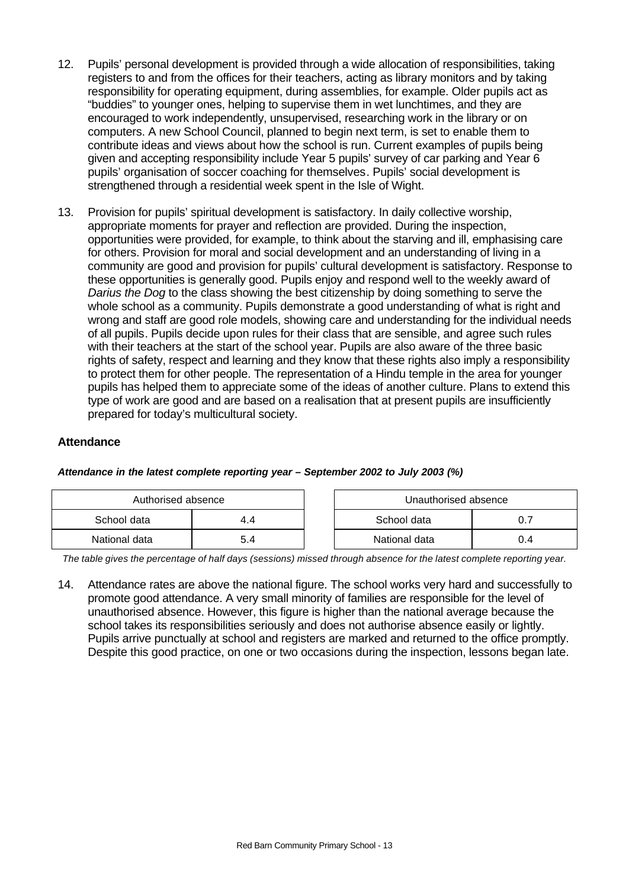12. Pupils' personal development is provided through a wide allocation of responsibilities, taking registers to and from the offices for their teachers, acting as library monitors and by taking responsibility for operating equipment, during assemblies, for example. Older pupils act as "buddies" to younger ones, helping to supervise them in wet lunchtimes, and they are encouraged to work independently, unsupervised, researching work in the library or on computers. A new School Council, planned to begin next term, is set to enable them to contribute ideas and views about how the school is run. Current examples of pupils being given and accepting responsibility include Year 5 pupils' survey of car parking and Year 6 pupils' organisation of soccer coaching for themselves. Pupils' social development is strengthened through a residential week spent in the Isle of Wight.

13. Provision for pupils' spiritual development is satisfactory. In daily collective worship, appropriate moments for prayer and reflection are provided. During the inspection, opportunities were provided, for example, to think about the starving and ill, emphasising care for others. Provision for moral and social development and an understanding of living in a community are good and provision for pupils' cultural development is satisfactory. Response to these opportunities is generally good. Pupils enjoy and respond well to the weekly award of *Darius the Dog* to the class showing the best citizenship by doing something to serve the whole school as a community. Pupils demonstrate a good understanding of what is right and wrong and staff are good role models, showing care and understanding for the individual needs of all pupils. Pupils decide upon rules for their class that are sensible, and agree such rules with their teachers at the start of the school year. Pupils are also aware of the three basic rights of safety, respect and learning and they know that these rights also imply a responsibility to protect them for other people. The representation of a Hindu temple in the area for younger pupils has helped them to appreciate some of the ideas of another culture. Plans to extend this type of work are good and are based on a realisation that at present pupils are insufficiently prepared for today's multicultural society.

### Attendance

***Attendance in the latest complete reporting year – September 2002 to July 2003 (%)***

| Authorised absence | |
|---|---|
| School data | 4.4 |
| National data | 5.4 |

| Unauthorised absence | |
|---|---|
| School data | 0.7 |
| National data | 0.4 |

*The table gives the percentage of half days (sessions) missed through absence for the latest complete reporting year.*

14. Attendance rates are above the national figure. The school works very hard and successfully to promote good attendance. A very small minority of families are responsible for the level of unauthorised absence. However, this figure is higher than the national average because the school takes its responsibilities seriously and does not authorise absence easily or lightly. Pupils arrive punctually at school and registers are marked and returned to the office promptly. Despite this good practice, on one or two occasions during the inspection, lessons began late.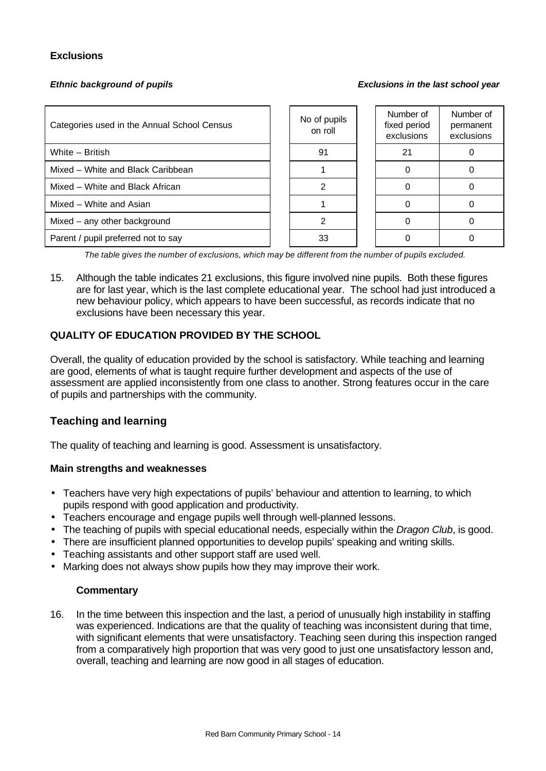### Exclusions

***Ethnic background of pupils*** ***Exclusions in the last school year***

| Categories used in the Annual School Census | No of pupils on roll | Number of fixed period exclusions | Number of permanent exclusions |
|---|---|---|---|
| White – British | 91 | 21 | 0 |
| Mixed – White and Black Caribbean | 1 | 0 | 0 |
| Mixed – White and Black African | 2 | 0 | 0 |
| Mixed – White and Asian | 1 | 0 | 0 |
| Mixed – any other background | 2 | 0 | 0 |
| Parent / pupil preferred not to say | 33 | 0 | 0 |

*The table gives the number of exclusions, which may be different from the number of pupils excluded.*

15. Although the table indicates 21 exclusions, this figure involved nine pupils. Both these figures are for last year, which is the last complete educational year. The school had just introduced a new behaviour policy, which appears to have been successful, as records indicate that no exclusions have been necessary this year.

### QUALITY OF EDUCATION PROVIDED BY THE SCHOOL

Overall, the quality of education provided by the school is satisfactory. While teaching and learning are good, elements of what is taught require further development and aspects of the use of assessment are applied inconsistently from one class to another. Strong features occur in the care of pupils and partnerships with the community.

## Teaching and learning

The quality of teaching and learning is good. Assessment is unsatisfactory.

### Main strengths and weaknesses

- Teachers have very high expectations of pupils' behaviour and attention to learning, to which pupils respond with good application and productivity.
- Teachers encourage and engage pupils well through well-planned lessons.
- The teaching of pupils with special educational needs, especially within the *Dragon Club*, is good.
- There are insufficient planned opportunities to develop pupils' speaking and writing skills.
- Teaching assistants and other support staff are used well.
- Marking does not always show pupils how they may improve their work.

#### Commentary

16. In the time between this inspection and the last, a period of unusually high instability in staffing was experienced. Indications are that the quality of teaching was inconsistent during that time, with significant elements that were unsatisfactory. Teaching seen during this inspection ranged from a comparatively high proportion that was very good to just one unsatisfactory lesson and, overall, teaching and learning are now good in all stages of education.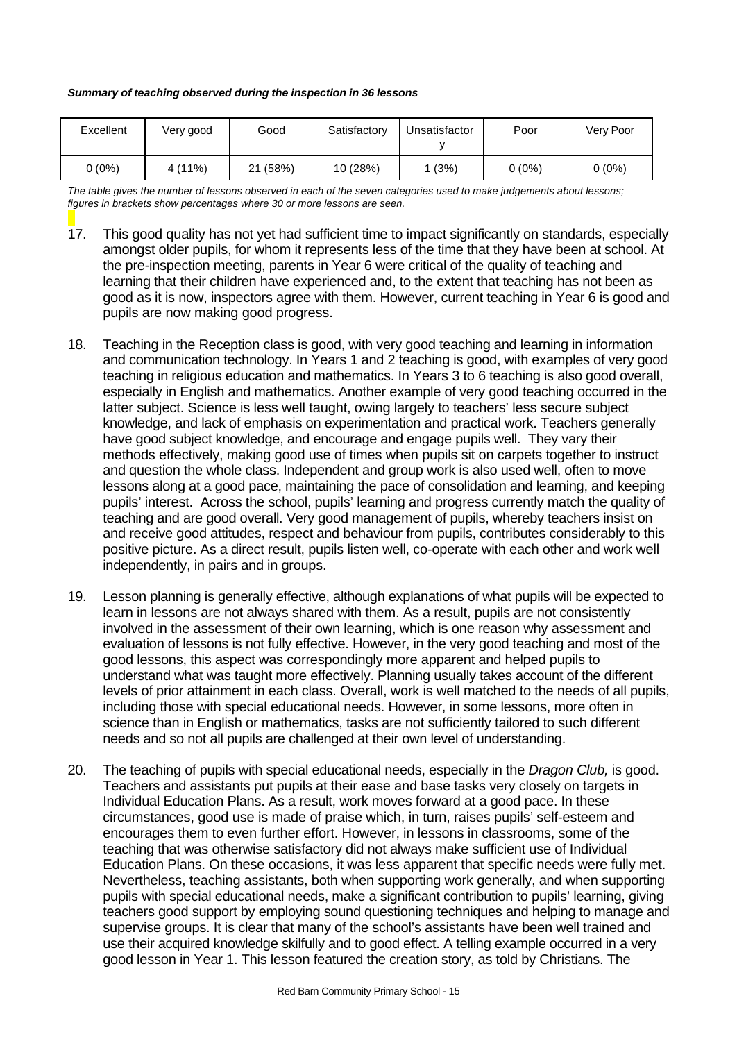***Summary of teaching observed during the inspection in 36 lessons***

| Excellent | Very good | Good | Satisfactory | Unsatisfactory | Poor | Very Poor |
|---|---|---|---|---|---|---|
| 0 (0%) | 4 (11%) | 21 (58%) | 10 (28%) | 1 (3%) | 0 (0%) | 0 (0%) |

*The table gives the number of lessons observed in each of the seven categories used to make judgements about lessons; figures in brackets show percentages where 30 or more lessons are seen.*

17. This good quality has not yet had sufficient time to impact significantly on standards, especially amongst older pupils, for whom it represents less of the time that they have been at school. At the pre-inspection meeting, parents in Year 6 were critical of the quality of teaching and learning that their children have experienced and, to the extent that teaching has not been as good as it is now, inspectors agree with them. However, current teaching in Year 6 is good and pupils are now making good progress.

18. Teaching in the Reception class is good, with very good teaching and learning in information and communication technology. In Years 1 and 2 teaching is good, with examples of very good teaching in religious education and mathematics. In Years 3 to 6 teaching is also good overall, especially in English and mathematics. Another example of very good teaching occurred in the latter subject. Science is less well taught, owing largely to teachers' less secure subject knowledge, and lack of emphasis on experimentation and practical work. Teachers generally have good subject knowledge, and encourage and engage pupils well. They vary their methods effectively, making good use of times when pupils sit on carpets together to instruct and question the whole class. Independent and group work is also used well, often to move lessons along at a good pace, maintaining the pace of consolidation and learning, and keeping pupils' interest. Across the school, pupils' learning and progress currently match the quality of teaching and are good overall. Very good management of pupils, whereby teachers insist on and receive good attitudes, respect and behaviour from pupils, contributes considerably to this positive picture. As a direct result, pupils listen well, co-operate with each other and work well independently, in pairs and in groups.

19. Lesson planning is generally effective, although explanations of what pupils will be expected to learn in lessons are not always shared with them. As a result, pupils are not consistently involved in the assessment of their own learning, which is one reason why assessment and evaluation of lessons is not fully effective. However, in the very good teaching and most of the good lessons, this aspect was correspondingly more apparent and helped pupils to understand what was taught more effectively. Planning usually takes account of the different levels of prior attainment in each class. Overall, work is well matched to the needs of all pupils, including those with special educational needs. However, in some lessons, more often in science than in English or mathematics, tasks are not sufficiently tailored to such different needs and so not all pupils are challenged at their own level of understanding.

20. The teaching of pupils with special educational needs, especially in the *Dragon Club,* is good. Teachers and assistants put pupils at their ease and base tasks very closely on targets in Individual Education Plans. As a result, work moves forward at a good pace. In these circumstances, good use is made of praise which, in turn, raises pupils' self-esteem and encourages them to even further effort. However, in lessons in classrooms, some of the teaching that was otherwise satisfactory did not always make sufficient use of Individual Education Plans. On these occasions, it was less apparent that specific needs were fully met. Nevertheless, teaching assistants, both when supporting work generally, and when supporting pupils with special educational needs, make a significant contribution to pupils' learning, giving teachers good support by employing sound questioning techniques and helping to manage and supervise groups. It is clear that many of the school's assistants have been well trained and use their acquired knowledge skilfully and to good effect. A telling example occurred in a very good lesson in Year 1. This lesson featured the creation story, as told by Christians. The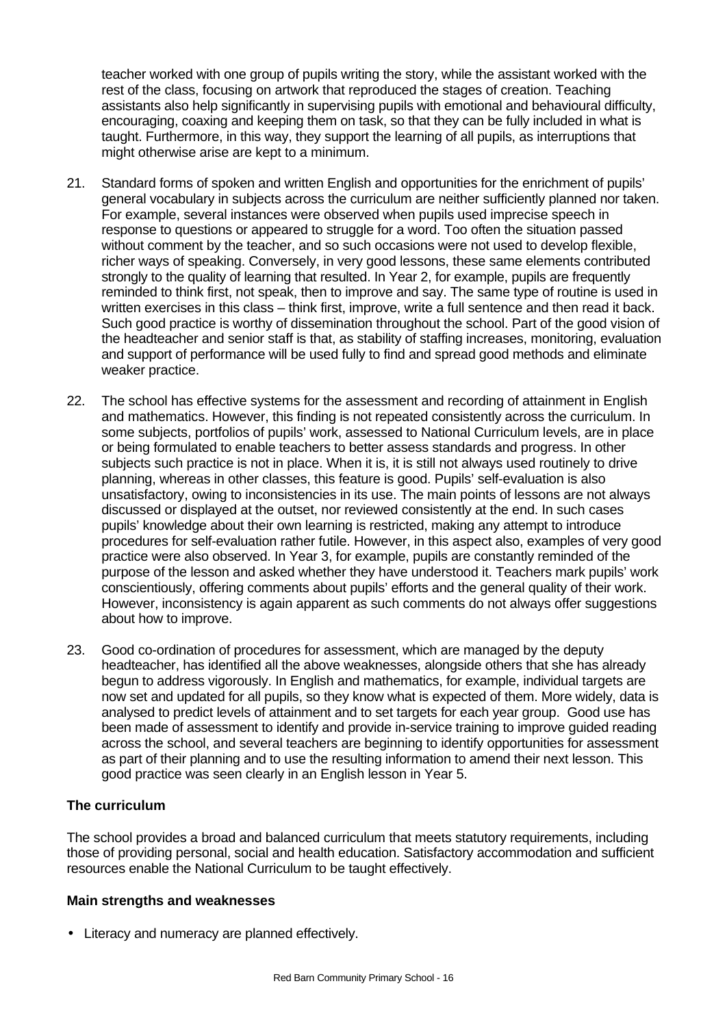teacher worked with one group of pupils writing the story, while the assistant worked with the rest of the class, focusing on artwork that reproduced the stages of creation. Teaching assistants also help significantly in supervising pupils with emotional and behavioural difficulty, encouraging, coaxing and keeping them on task, so that they can be fully included in what is taught. Furthermore, in this way, they support the learning of all pupils, as interruptions that might otherwise arise are kept to a minimum.

21. Standard forms of spoken and written English and opportunities for the enrichment of pupils' general vocabulary in subjects across the curriculum are neither sufficiently planned nor taken. For example, several instances were observed when pupils used imprecise speech in response to questions or appeared to struggle for a word. Too often the situation passed without comment by the teacher, and so such occasions were not used to develop flexible, richer ways of speaking. Conversely, in very good lessons, these same elements contributed strongly to the quality of learning that resulted. In Year 2, for example, pupils are frequently reminded to think first, not speak, then to improve and say. The same type of routine is used in written exercises in this class – think first, improve, write a full sentence and then read it back. Such good practice is worthy of dissemination throughout the school. Part of the good vision of the headteacher and senior staff is that, as stability of staffing increases, monitoring, evaluation and support of performance will be used fully to find and spread good methods and eliminate weaker practice.

22. The school has effective systems for the assessment and recording of attainment in English and mathematics. However, this finding is not repeated consistently across the curriculum. In some subjects, portfolios of pupils' work, assessed to National Curriculum levels, are in place or being formulated to enable teachers to better assess standards and progress. In other subjects such practice is not in place. When it is, it is still not always used routinely to drive planning, whereas in other classes, this feature is good. Pupils' self-evaluation is also unsatisfactory, owing to inconsistencies in its use. The main points of lessons are not always discussed or displayed at the outset, nor reviewed consistently at the end. In such cases pupils' knowledge about their own learning is restricted, making any attempt to introduce procedures for self-evaluation rather futile. However, in this aspect also, examples of very good practice were also observed. In Year 3, for example, pupils are constantly reminded of the purpose of the lesson and asked whether they have understood it. Teachers mark pupils' work conscientiously, offering comments about pupils' efforts and the general quality of their work. However, inconsistency is again apparent as such comments do not always offer suggestions about how to improve.

23. Good co-ordination of procedures for assessment, which are managed by the deputy headteacher, has identified all the above weaknesses, alongside others that she has already begun to address vigorously. In English and mathematics, for example, individual targets are now set and updated for all pupils, so they know what is expected of them. More widely, data is analysed to predict levels of attainment and to set targets for each year group. Good use has been made of assessment to identify and provide in-service training to improve guided reading across the school, and several teachers are beginning to identify opportunities for assessment as part of their planning and to use the resulting information to amend their next lesson. This good practice was seen clearly in an English lesson in Year 5.

### The curriculum

The school provides a broad and balanced curriculum that meets statutory requirements, including those of providing personal, social and health education. Satisfactory accommodation and sufficient resources enable the National Curriculum to be taught effectively.

#### Main strengths and weaknesses

- Literacy and numeracy are planned effectively.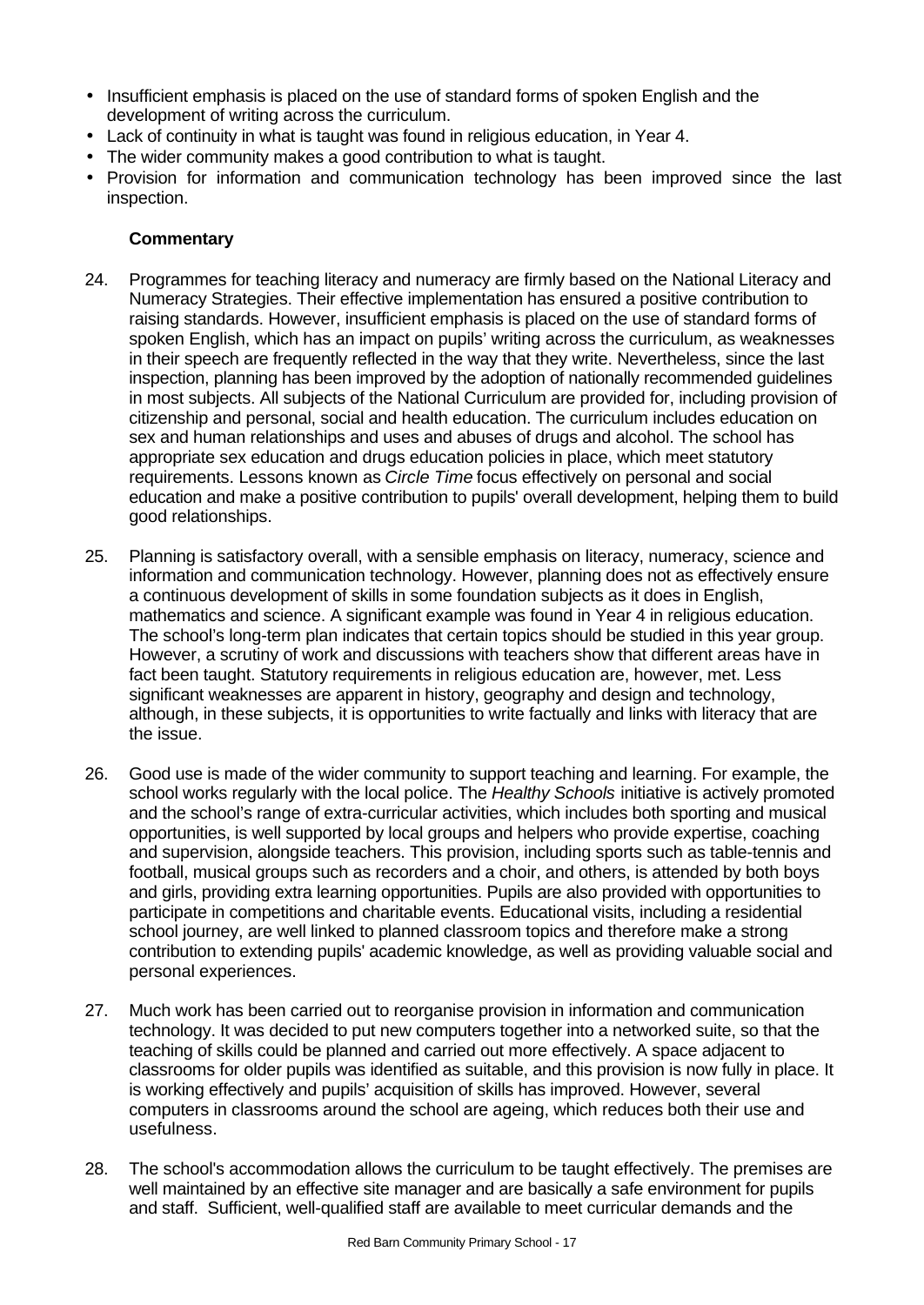- Insufficient emphasis is placed on the use of standard forms of spoken English and the development of writing across the curriculum.
- Lack of continuity in what is taught was found in religious education, in Year 4.
- The wider community makes a good contribution to what is taught.
- Provision for information and communication technology has been improved since the last inspection.

### Commentary

24. Programmes for teaching literacy and numeracy are firmly based on the National Literacy and Numeracy Strategies. Their effective implementation has ensured a positive contribution to raising standards. However, insufficient emphasis is placed on the use of standard forms of spoken English, which has an impact on pupils' writing across the curriculum, as weaknesses in their speech are frequently reflected in the way that they write. Nevertheless, since the last inspection, planning has been improved by the adoption of nationally recommended guidelines in most subjects. All subjects of the National Curriculum are provided for, including provision of citizenship and personal, social and health education. The curriculum includes education on sex and human relationships and uses and abuses of drugs and alcohol. The school has appropriate sex education and drugs education policies in place, which meet statutory requirements. Lessons known as *Circle Time* focus effectively on personal and social education and make a positive contribution to pupils' overall development, helping them to build good relationships.

25. Planning is satisfactory overall, with a sensible emphasis on literacy, numeracy, science and information and communication technology. However, planning does not as effectively ensure a continuous development of skills in some foundation subjects as it does in English, mathematics and science. A significant example was found in Year 4 in religious education. The school's long-term plan indicates that certain topics should be studied in this year group. However, a scrutiny of work and discussions with teachers show that different areas have in fact been taught. Statutory requirements in religious education are, however, met. Less significant weaknesses are apparent in history, geography and design and technology, although, in these subjects, it is opportunities to write factually and links with literacy that are the issue.

26. Good use is made of the wider community to support teaching and learning. For example, the school works regularly with the local police. The *Healthy Schools* initiative is actively promoted and the school's range of extra-curricular activities, which includes both sporting and musical opportunities, is well supported by local groups and helpers who provide expertise, coaching and supervision, alongside teachers. This provision, including sports such as table-tennis and football, musical groups such as recorders and a choir, and others, is attended by both boys and girls, providing extra learning opportunities. Pupils are also provided with opportunities to participate in competitions and charitable events. Educational visits, including a residential school journey, are well linked to planned classroom topics and therefore make a strong contribution to extending pupils' academic knowledge, as well as providing valuable social and personal experiences.

27. Much work has been carried out to reorganise provision in information and communication technology. It was decided to put new computers together into a networked suite, so that the teaching of skills could be planned and carried out more effectively. A space adjacent to classrooms for older pupils was identified as suitable, and this provision is now fully in place. It is working effectively and pupils' acquisition of skills has improved. However, several computers in classrooms around the school are ageing, which reduces both their use and usefulness.

28. The school's accommodation allows the curriculum to be taught effectively. The premises are well maintained by an effective site manager and are basically a safe environment for pupils and staff. Sufficient, well-qualified staff are available to meet curricular demands and the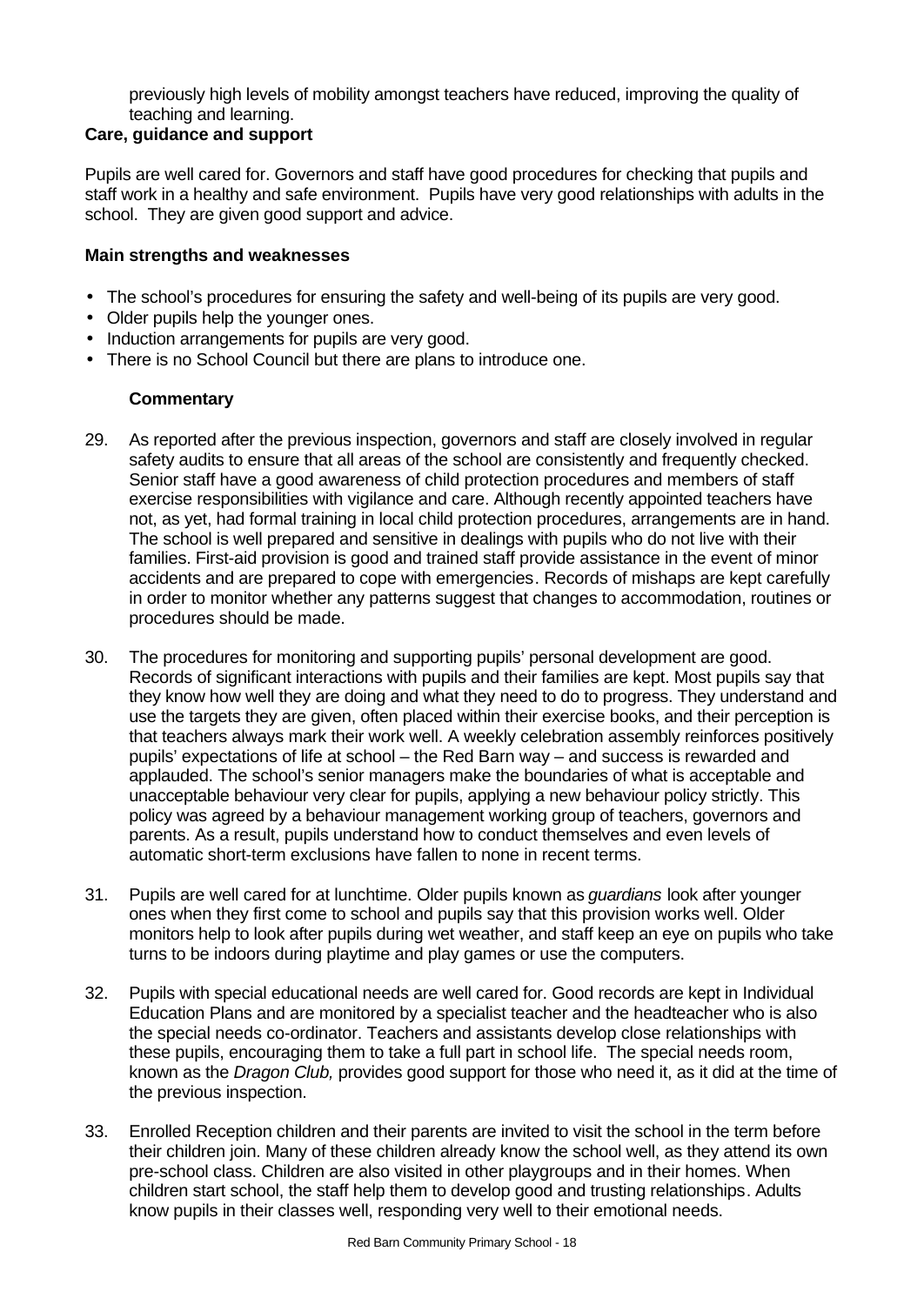previously high levels of mobility amongst teachers have reduced, improving the quality of teaching and learning.

**Care, guidance and support**

Pupils are well cared for. Governors and staff have good procedures for checking that pupils and staff work in a healthy and safe environment. Pupils have very good relationships with adults in the school. They are given good support and advice.

**Main strengths and weaknesses**

- The school's procedures for ensuring the safety and well-being of its pupils are very good.
- Older pupils help the younger ones.
- Induction arrangements for pupils are very good.
- There is no School Council but there are plans to introduce one.

**Commentary**

29. As reported after the previous inspection, governors and staff are closely involved in regular safety audits to ensure that all areas of the school are consistently and frequently checked. Senior staff have a good awareness of child protection procedures and members of staff exercise responsibilities with vigilance and care. Although recently appointed teachers have not, as yet, had formal training in local child protection procedures, arrangements are in hand. The school is well prepared and sensitive in dealings with pupils who do not live with their families. First-aid provision is good and trained staff provide assistance in the event of minor accidents and are prepared to cope with emergencies. Records of mishaps are kept carefully in order to monitor whether any patterns suggest that changes to accommodation, routines or procedures should be made.

30. The procedures for monitoring and supporting pupils' personal development are good. Records of significant interactions with pupils and their families are kept. Most pupils say that they know how well they are doing and what they need to do to progress. They understand and use the targets they are given, often placed within their exercise books, and their perception is that teachers always mark their work well. A weekly celebration assembly reinforces positively pupils' expectations of life at school – the Red Barn way – and success is rewarded and applauded. The school's senior managers make the boundaries of what is acceptable and unacceptable behaviour very clear for pupils, applying a new behaviour policy strictly. This policy was agreed by a behaviour management working group of teachers, governors and parents. As a result, pupils understand how to conduct themselves and even levels of automatic short-term exclusions have fallen to none in recent terms.

31. Pupils are well cared for at lunchtime. Older pupils known as *guardians* look after younger ones when they first come to school and pupils say that this provision works well. Older monitors help to look after pupils during wet weather, and staff keep an eye on pupils who take turns to be indoors during playtime and play games or use the computers.

32. Pupils with special educational needs are well cared for. Good records are kept in Individual Education Plans and are monitored by a specialist teacher and the headteacher who is also the special needs co-ordinator. Teachers and assistants develop close relationships with these pupils, encouraging them to take a full part in school life. The special needs room, known as the *Dragon Club,* provides good support for those who need it, as it did at the time of the previous inspection.

33. Enrolled Reception children and their parents are invited to visit the school in the term before their children join. Many of these children already know the school well, as they attend its own pre-school class. Children are also visited in other playgroups and in their homes. When children start school, the staff help them to develop good and trusting relationships. Adults know pupils in their classes well, responding very well to their emotional needs.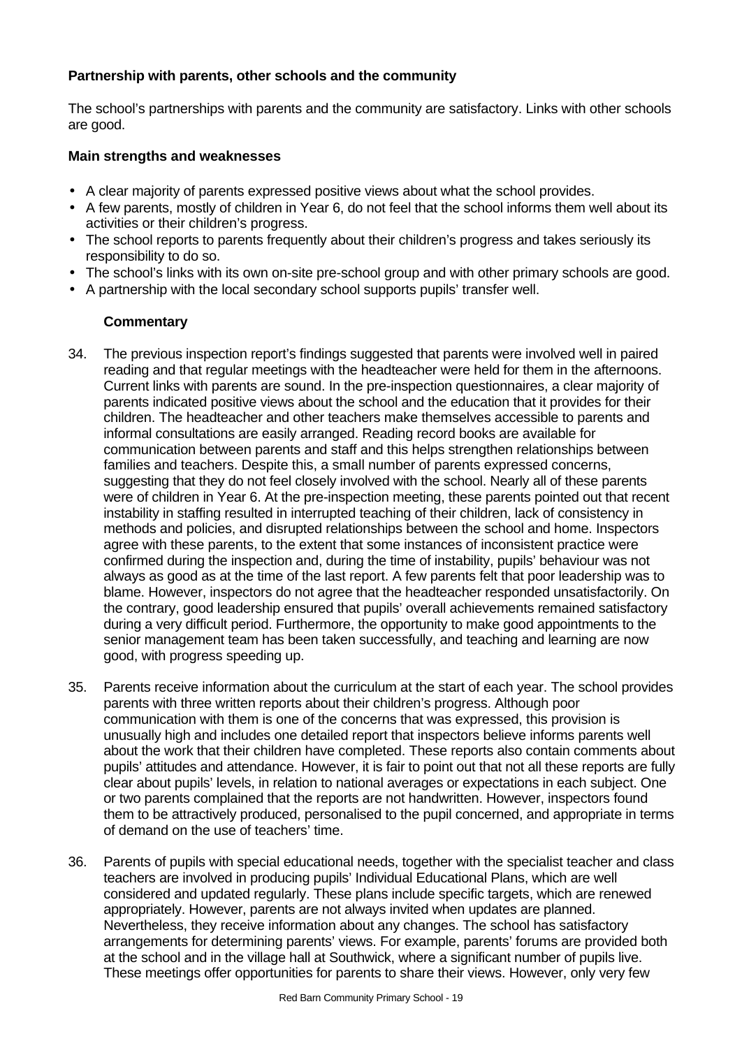### Partnership with parents, other schools and the community

The school's partnerships with parents and the community are satisfactory. Links with other schools are good.

#### Main strengths and weaknesses

- A clear majority of parents expressed positive views about what the school provides.
- A few parents, mostly of children in Year 6, do not feel that the school informs them well about its activities or their children's progress.
- The school reports to parents frequently about their children's progress and takes seriously its responsibility to do so.
- The school's links with its own on-site pre-school group and with other primary schools are good.
- A partnership with the local secondary school supports pupils' transfer well.

#### Commentary

34. The previous inspection report's findings suggested that parents were involved well in paired reading and that regular meetings with the headteacher were held for them in the afternoons. Current links with parents are sound. In the pre-inspection questionnaires, a clear majority of parents indicated positive views about the school and the education that it provides for their children. The headteacher and other teachers make themselves accessible to parents and informal consultations are easily arranged. Reading record books are available for communication between parents and staff and this helps strengthen relationships between families and teachers. Despite this, a small number of parents expressed concerns, suggesting that they do not feel closely involved with the school. Nearly all of these parents were of children in Year 6. At the pre-inspection meeting, these parents pointed out that recent instability in staffing resulted in interrupted teaching of their children, lack of consistency in methods and policies, and disrupted relationships between the school and home. Inspectors agree with these parents, to the extent that some instances of inconsistent practice were confirmed during the inspection and, during the time of instability, pupils' behaviour was not always as good as at the time of the last report. A few parents felt that poor leadership was to blame. However, inspectors do not agree that the headteacher responded unsatisfactorily. On the contrary, good leadership ensured that pupils' overall achievements remained satisfactory during a very difficult period. Furthermore, the opportunity to make good appointments to the senior management team has been taken successfully, and teaching and learning are now good, with progress speeding up.

35. Parents receive information about the curriculum at the start of each year. The school provides parents with three written reports about their children's progress. Although poor communication with them is one of the concerns that was expressed, this provision is unusually high and includes one detailed report that inspectors believe informs parents well about the work that their children have completed. These reports also contain comments about pupils' attitudes and attendance. However, it is fair to point out that not all these reports are fully clear about pupils' levels, in relation to national averages or expectations in each subject. One or two parents complained that the reports are not handwritten. However, inspectors found them to be attractively produced, personalised to the pupil concerned, and appropriate in terms of demand on the use of teachers' time.

36. Parents of pupils with special educational needs, together with the specialist teacher and class teachers are involved in producing pupils' Individual Educational Plans, which are well considered and updated regularly. These plans include specific targets, which are renewed appropriately. However, parents are not always invited when updates are planned. Nevertheless, they receive information about any changes. The school has satisfactory arrangements for determining parents' views. For example, parents' forums are provided both at the school and in the village hall at Southwick, where a significant number of pupils live. These meetings offer opportunities for parents to share their views. However, only very few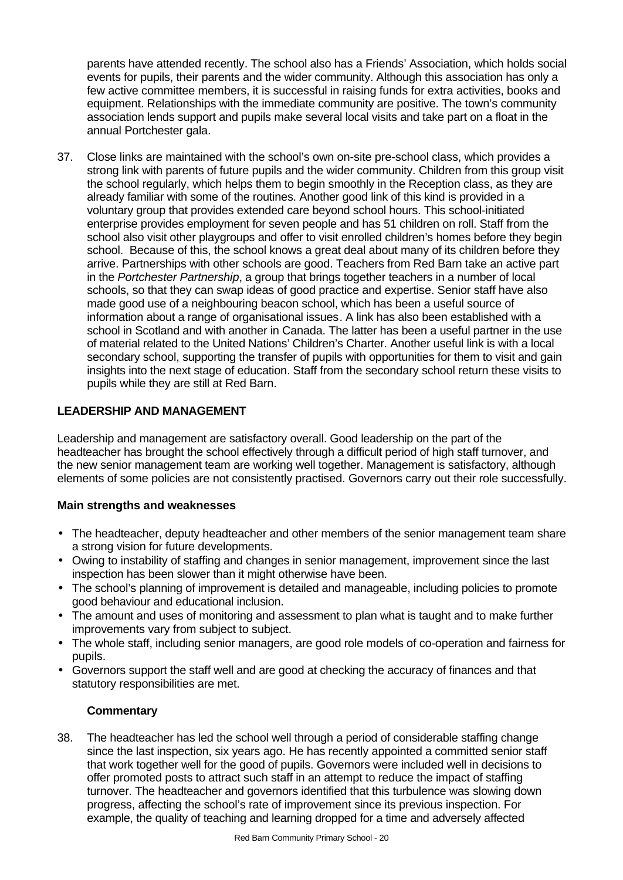parents have attended recently. The school also has a Friends' Association, which holds social events for pupils, their parents and the wider community. Although this association has only a few active committee members, it is successful in raising funds for extra activities, books and equipment. Relationships with the immediate community are positive. The town's community association lends support and pupils make several local visits and take part on a float in the annual Portchester gala.

37. Close links are maintained with the school's own on-site pre-school class, which provides a strong link with parents of future pupils and the wider community. Children from this group visit the school regularly, which helps them to begin smoothly in the Reception class, as they are already familiar with some of the routines. Another good link of this kind is provided in a voluntary group that provides extended care beyond school hours. This school-initiated enterprise provides employment for seven people and has 51 children on roll. Staff from the school also visit other playgroups and offer to visit enrolled children's homes before they begin school. Because of this, the school knows a great deal about many of its children before they arrive. Partnerships with other schools are good. Teachers from Red Barn take an active part in the *Portchester Partnership*, a group that brings together teachers in a number of local schools, so that they can swap ideas of good practice and expertise. Senior staff have also made good use of a neighbouring beacon school, which has been a useful source of information about a range of organisational issues. A link has also been established with a school in Scotland and with another in Canada. The latter has been a useful partner in the use of material related to the United Nations' Children's Charter. Another useful link is with a local secondary school, supporting the transfer of pupils with opportunities for them to visit and gain insights into the next stage of education. Staff from the secondary school return these visits to pupils while they are still at Red Barn.

## LEADERSHIP AND MANAGEMENT

Leadership and management are satisfactory overall. Good leadership on the part of the headteacher has brought the school effectively through a difficult period of high staff turnover, and the new senior management team are working well together. Management is satisfactory, although elements of some policies are not consistently practised. Governors carry out their role successfully.

### Main strengths and weaknesses

- The headteacher, deputy headteacher and other members of the senior management team share a strong vision for future developments.
- Owing to instability of staffing and changes in senior management, improvement since the last inspection has been slower than it might otherwise have been.
- The school's planning of improvement is detailed and manageable, including policies to promote good behaviour and educational inclusion.
- The amount and uses of monitoring and assessment to plan what is taught and to make further improvements vary from subject to subject.
- The whole staff, including senior managers, are good role models of co-operation and fairness for pupils.
- Governors support the staff well and are good at checking the accuracy of finances and that statutory responsibilities are met.

#### Commentary

38. The headteacher has led the school well through a period of considerable staffing change since the last inspection, six years ago. He has recently appointed a committed senior staff that work together well for the good of pupils. Governors were included well in decisions to offer promoted posts to attract such staff in an attempt to reduce the impact of staffing turnover. The headteacher and governors identified that this turbulence was slowing down progress, affecting the school's rate of improvement since its previous inspection. For example, the quality of teaching and learning dropped for a time and adversely affected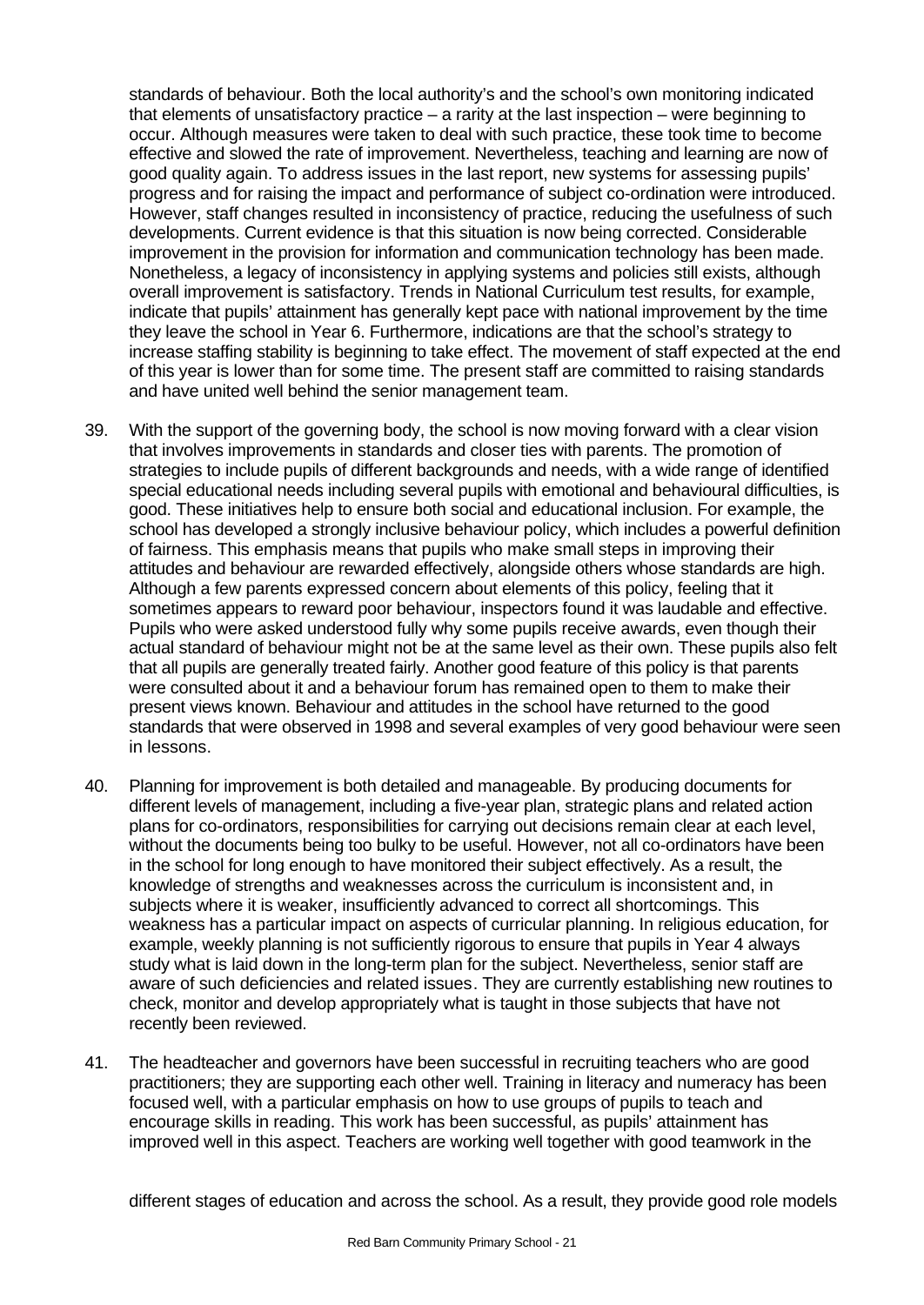standards of behaviour. Both the local authority's and the school's own monitoring indicated that elements of unsatisfactory practice – a rarity at the last inspection – were beginning to occur. Although measures were taken to deal with such practice, these took time to become effective and slowed the rate of improvement. Nevertheless, teaching and learning are now of good quality again. To address issues in the last report, new systems for assessing pupils' progress and for raising the impact and performance of subject co-ordination were introduced. However, staff changes resulted in inconsistency of practice, reducing the usefulness of such developments. Current evidence is that this situation is now being corrected. Considerable improvement in the provision for information and communication technology has been made. Nonetheless, a legacy of inconsistency in applying systems and policies still exists, although overall improvement is satisfactory. Trends in National Curriculum test results, for example, indicate that pupils' attainment has generally kept pace with national improvement by the time they leave the school in Year 6. Furthermore, indications are that the school's strategy to increase staffing stability is beginning to take effect. The movement of staff expected at the end of this year is lower than for some time. The present staff are committed to raising standards and have united well behind the senior management team.

39. With the support of the governing body, the school is now moving forward with a clear vision that involves improvements in standards and closer ties with parents. The promotion of strategies to include pupils of different backgrounds and needs, with a wide range of identified special educational needs including several pupils with emotional and behavioural difficulties, is good. These initiatives help to ensure both social and educational inclusion. For example, the school has developed a strongly inclusive behaviour policy, which includes a powerful definition of fairness. This emphasis means that pupils who make small steps in improving their attitudes and behaviour are rewarded effectively, alongside others whose standards are high. Although a few parents expressed concern about elements of this policy, feeling that it sometimes appears to reward poor behaviour, inspectors found it was laudable and effective. Pupils who were asked understood fully why some pupils receive awards, even though their actual standard of behaviour might not be at the same level as their own. These pupils also felt that all pupils are generally treated fairly. Another good feature of this policy is that parents were consulted about it and a behaviour forum has remained open to them to make their present views known. Behaviour and attitudes in the school have returned to the good standards that were observed in 1998 and several examples of very good behaviour were seen in lessons.

40. Planning for improvement is both detailed and manageable. By producing documents for different levels of management, including a five-year plan, strategic plans and related action plans for co-ordinators, responsibilities for carrying out decisions remain clear at each level, without the documents being too bulky to be useful. However, not all co-ordinators have been in the school for long enough to have monitored their subject effectively. As a result, the knowledge of strengths and weaknesses across the curriculum is inconsistent and, in subjects where it is weaker, insufficiently advanced to correct all shortcomings. This weakness has a particular impact on aspects of curricular planning. In religious education, for example, weekly planning is not sufficiently rigorous to ensure that pupils in Year 4 always study what is laid down in the long-term plan for the subject. Nevertheless, senior staff are aware of such deficiencies and related issues. They are currently establishing new routines to check, monitor and develop appropriately what is taught in those subjects that have not recently been reviewed.

41. The headteacher and governors have been successful in recruiting teachers who are good practitioners; they are supporting each other well. Training in literacy and numeracy has been focused well, with a particular emphasis on how to use groups of pupils to teach and encourage skills in reading. This work has been successful, as pupils' attainment has improved well in this aspect. Teachers are working well together with good teamwork in the different stages of education and across the school. As a result, they provide good role models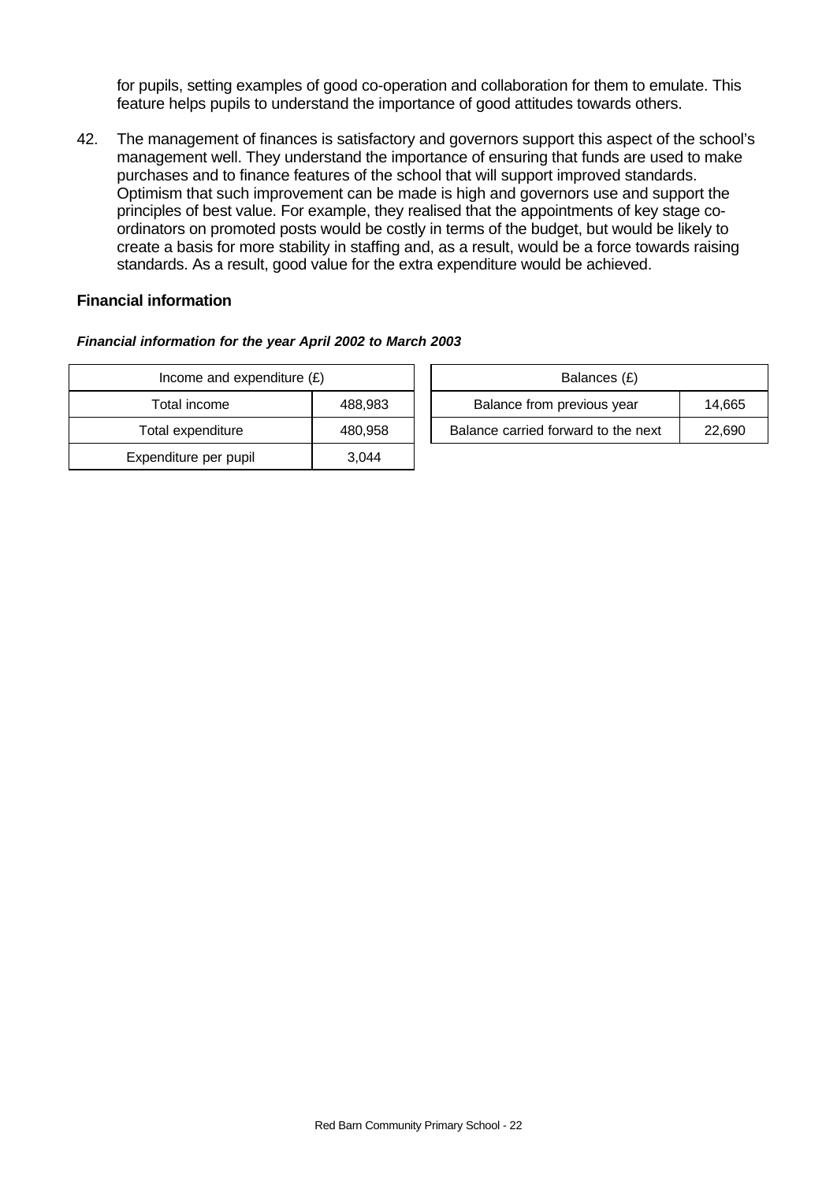for pupils, setting examples of good co-operation and collaboration for them to emulate. This feature helps pupils to understand the importance of good attitudes towards others.

42. The management of finances is satisfactory and governors support this aspect of the school's management well. They understand the importance of ensuring that funds are used to make purchases and to finance features of the school that will support improved standards. Optimism that such improvement can be made is high and governors use and support the principles of best value. For example, they realised that the appointments of key stage co-ordinators on promoted posts would be costly in terms of the budget, but would be likely to create a basis for more stability in staffing and, as a result, would be a force towards raising standards. As a result, good value for the extra expenditure would be achieved.

**Financial information**

***Financial information for the year April 2002 to March 2003***

| Income and expenditure (£) | |
|---|---|
| Total income | 488,983 |
| Total expenditure | 480,958 |
| Expenditure per pupil | 3,044 |

| Balances (£) | |
|---|---|
| Balance from previous year | 14,665 |
| Balance carried forward to the next | 22,690 |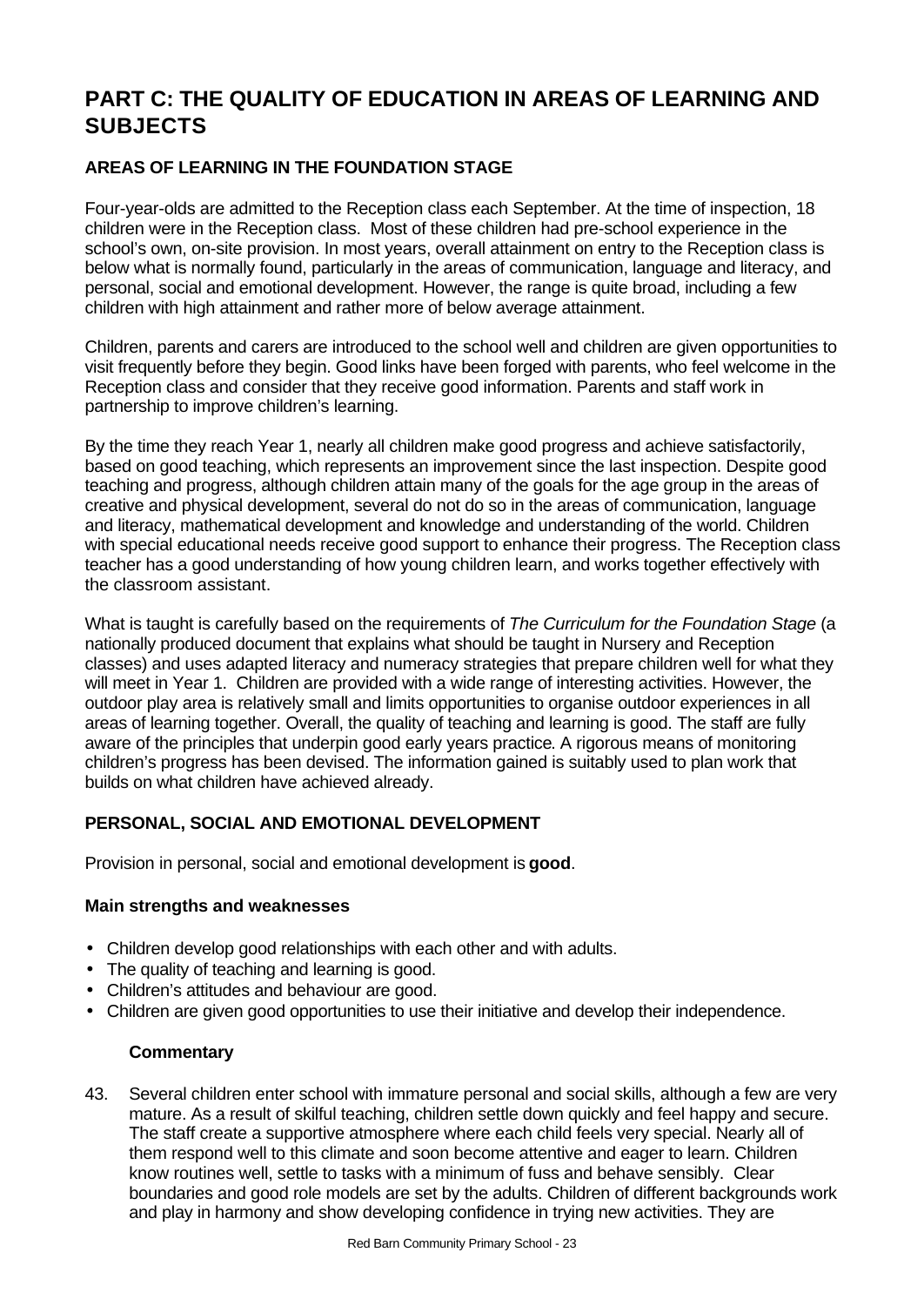# PART C: THE QUALITY OF EDUCATION IN AREAS OF LEARNING AND SUBJECTS

## AREAS OF LEARNING IN THE FOUNDATION STAGE

Four-year-olds are admitted to the Reception class each September. At the time of inspection, 18 children were in the Reception class. Most of these children had pre-school experience in the school's own, on-site provision. In most years, overall attainment on entry to the Reception class is below what is normally found, particularly in the areas of communication, language and literacy, and personal, social and emotional development. However, the range is quite broad, including a few children with high attainment and rather more of below average attainment.

Children, parents and carers are introduced to the school well and children are given opportunities to visit frequently before they begin. Good links have been forged with parents, who feel welcome in the Reception class and consider that they receive good information. Parents and staff work in partnership to improve children's learning.

By the time they reach Year 1, nearly all children make good progress and achieve satisfactorily, based on good teaching, which represents an improvement since the last inspection. Despite good teaching and progress, although children attain many of the goals for the age group in the areas of creative and physical development, several do not do so in the areas of communication, language and literacy, mathematical development and knowledge and understanding of the world. Children with special educational needs receive good support to enhance their progress. The Reception class teacher has a good understanding of how young children learn, and works together effectively with the classroom assistant.

What is taught is carefully based on the requirements of *The Curriculum for the Foundation Stage* (a nationally produced document that explains what should be taught in Nursery and Reception classes) and uses adapted literacy and numeracy strategies that prepare children well for what they will meet in Year 1. Children are provided with a wide range of interesting activities. However, the outdoor play area is relatively small and limits opportunities to organise outdoor experiences in all areas of learning together. Overall, the quality of teaching and learning is good. The staff are fully aware of the principles that underpin good early years practice. A rigorous means of monitoring children's progress has been devised. The information gained is suitably used to plan work that builds on what children have achieved already.

## PERSONAL, SOCIAL AND EMOTIONAL DEVELOPMENT

Provision in personal, social and emotional development is **good**.

### Main strengths and weaknesses

- Children develop good relationships with each other and with adults.
- The quality of teaching and learning is good.
- Children's attitudes and behaviour are good.
- Children are given good opportunities to use their initiative and develop their independence.

#### Commentary

43. Several children enter school with immature personal and social skills, although a few are very mature. As a result of skilful teaching, children settle down quickly and feel happy and secure. The staff create a supportive atmosphere where each child feels very special. Nearly all of them respond well to this climate and soon become attentive and eager to learn. Children know routines well, settle to tasks with a minimum of fuss and behave sensibly. Clear boundaries and good role models are set by the adults. Children of different backgrounds work and play in harmony and show developing confidence in trying new activities. They are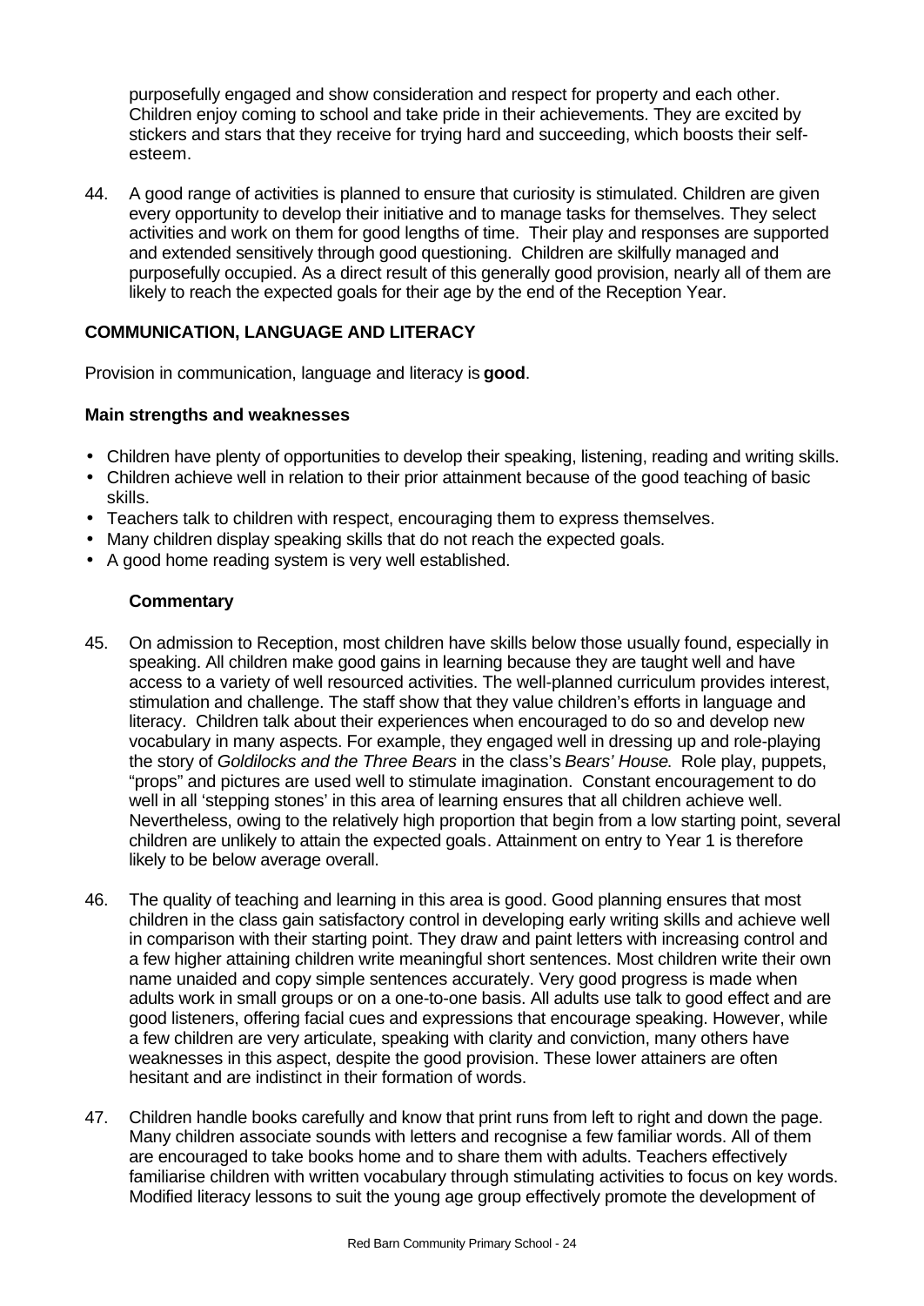purposefully engaged and show consideration and respect for property and each other. Children enjoy coming to school and take pride in their achievements. They are excited by stickers and stars that they receive for trying hard and succeeding, which boosts their self-esteem.

44. A good range of activities is planned to ensure that curiosity is stimulated. Children are given every opportunity to develop their initiative and to manage tasks for themselves. They select activities and work on them for good lengths of time. Their play and responses are supported and extended sensitively through good questioning. Children are skilfully managed and purposefully occupied. As a direct result of this generally good provision, nearly all of them are likely to reach the expected goals for their age by the end of the Reception Year.

**COMMUNICATION, LANGUAGE AND LITERACY**

Provision in communication, language and literacy is **good**.

**Main strengths and weaknesses**

- Children have plenty of opportunities to develop their speaking, listening, reading and writing skills.
- Children achieve well in relation to their prior attainment because of the good teaching of basic skills.
- Teachers talk to children with respect, encouraging them to express themselves.
- Many children display speaking skills that do not reach the expected goals.
- A good home reading system is very well established.

**Commentary**

45. On admission to Reception, most children have skills below those usually found, especially in speaking. All children make good gains in learning because they are taught well and have access to a variety of well resourced activities. The well-planned curriculum provides interest, stimulation and challenge. The staff show that they value children's efforts in language and literacy. Children talk about their experiences when encouraged to do so and develop new vocabulary in many aspects. For example, they engaged well in dressing up and role-playing the story of *Goldilocks and the Three Bears* in the class's *Bears' House*. Role play, puppets, "props" and pictures are used well to stimulate imagination. Constant encouragement to do well in all 'stepping stones' in this area of learning ensures that all children achieve well. Nevertheless, owing to the relatively high proportion that begin from a low starting point, several children are unlikely to attain the expected goals. Attainment on entry to Year 1 is therefore likely to be below average overall.

46. The quality of teaching and learning in this area is good. Good planning ensures that most children in the class gain satisfactory control in developing early writing skills and achieve well in comparison with their starting point. They draw and paint letters with increasing control and a few higher attaining children write meaningful short sentences. Most children write their own name unaided and copy simple sentences accurately. Very good progress is made when adults work in small groups or on a one-to-one basis. All adults use talk to good effect and are good listeners, offering facial cues and expressions that encourage speaking. However, while a few children are very articulate, speaking with clarity and conviction, many others have weaknesses in this aspect, despite the good provision. These lower attainers are often hesitant and are indistinct in their formation of words.

47. Children handle books carefully and know that print runs from left to right and down the page. Many children associate sounds with letters and recognise a few familiar words. All of them are encouraged to take books home and to share them with adults. Teachers effectively familiarise children with written vocabulary through stimulating activities to focus on key words. Modified literacy lessons to suit the young age group effectively promote the development of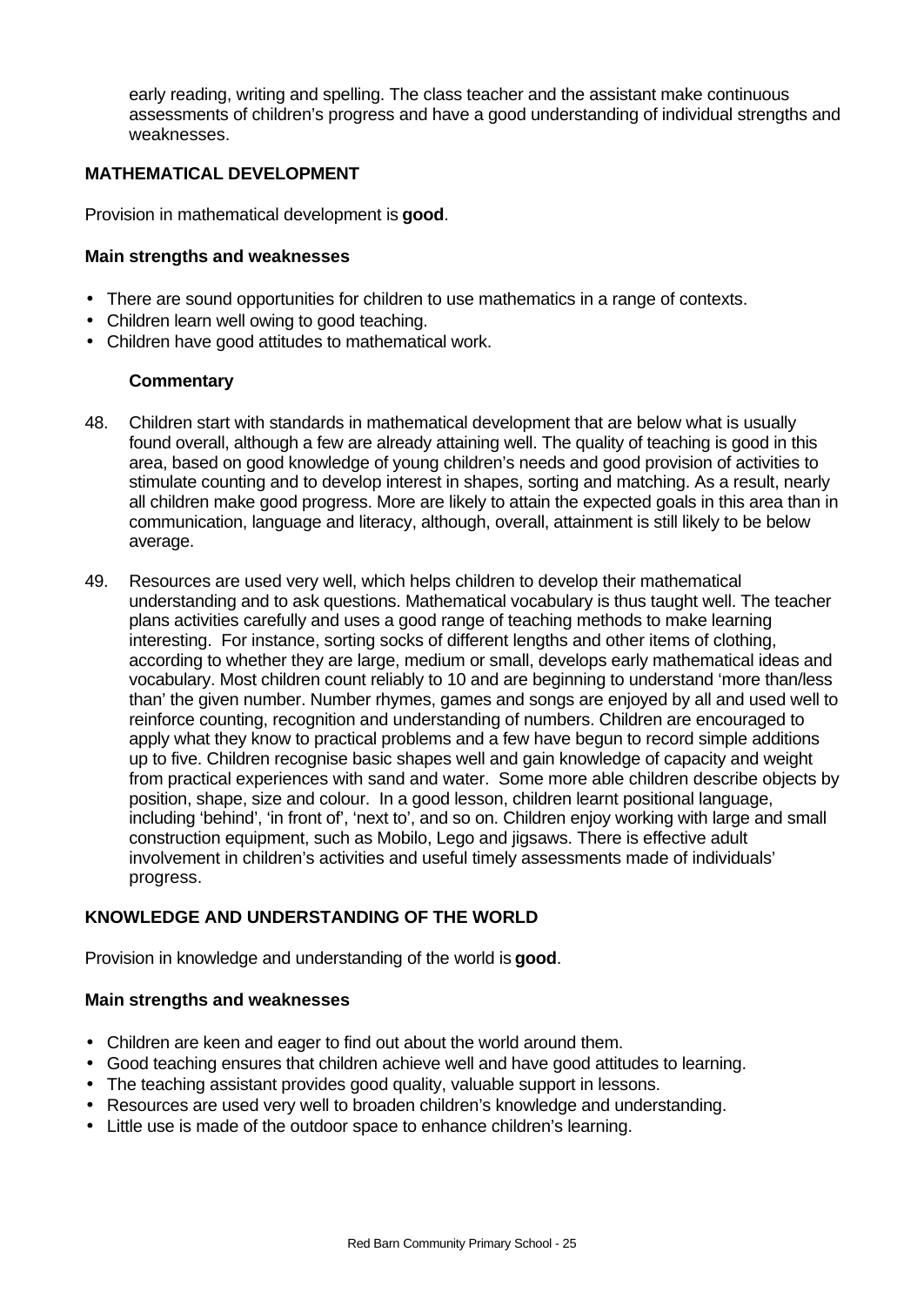early reading, writing and spelling. The class teacher and the assistant make continuous assessments of children's progress and have a good understanding of individual strengths and weaknesses.

### MATHEMATICAL DEVELOPMENT

Provision in mathematical development is **good**.

#### Main strengths and weaknesses

- There are sound opportunities for children to use mathematics in a range of contexts.
- Children learn well owing to good teaching.
- Children have good attitudes to mathematical work.

#### Commentary

48. Children start with standards in mathematical development that are below what is usually found overall, although a few are already attaining well. The quality of teaching is good in this area, based on good knowledge of young children's needs and good provision of activities to stimulate counting and to develop interest in shapes, sorting and matching. As a result, nearly all children make good progress. More are likely to attain the expected goals in this area than in communication, language and literacy, although, overall, attainment is still likely to be below average.

49. Resources are used very well, which helps children to develop their mathematical understanding and to ask questions. Mathematical vocabulary is thus taught well. The teacher plans activities carefully and uses a good range of teaching methods to make learning interesting. For instance, sorting socks of different lengths and other items of clothing, according to whether they are large, medium or small, develops early mathematical ideas and vocabulary. Most children count reliably to 10 and are beginning to understand 'more than/less than' the given number. Number rhymes, games and songs are enjoyed by all and used well to reinforce counting, recognition and understanding of numbers. Children are encouraged to apply what they know to practical problems and a few have begun to record simple additions up to five. Children recognise basic shapes well and gain knowledge of capacity and weight from practical experiences with sand and water. Some more able children describe objects by position, shape, size and colour. In a good lesson, children learnt positional language, including 'behind', 'in front of', 'next to', and so on. Children enjoy working with large and small construction equipment, such as Mobilo, Lego and jigsaws. There is effective adult involvement in children's activities and useful timely assessments made of individuals' progress.

### KNOWLEDGE AND UNDERSTANDING OF THE WORLD

Provision in knowledge and understanding of the world is **good**.

#### Main strengths and weaknesses

- Children are keen and eager to find out about the world around them.
- Good teaching ensures that children achieve well and have good attitudes to learning.
- The teaching assistant provides good quality, valuable support in lessons.
- Resources are used very well to broaden children's knowledge and understanding.
- Little use is made of the outdoor space to enhance children's learning.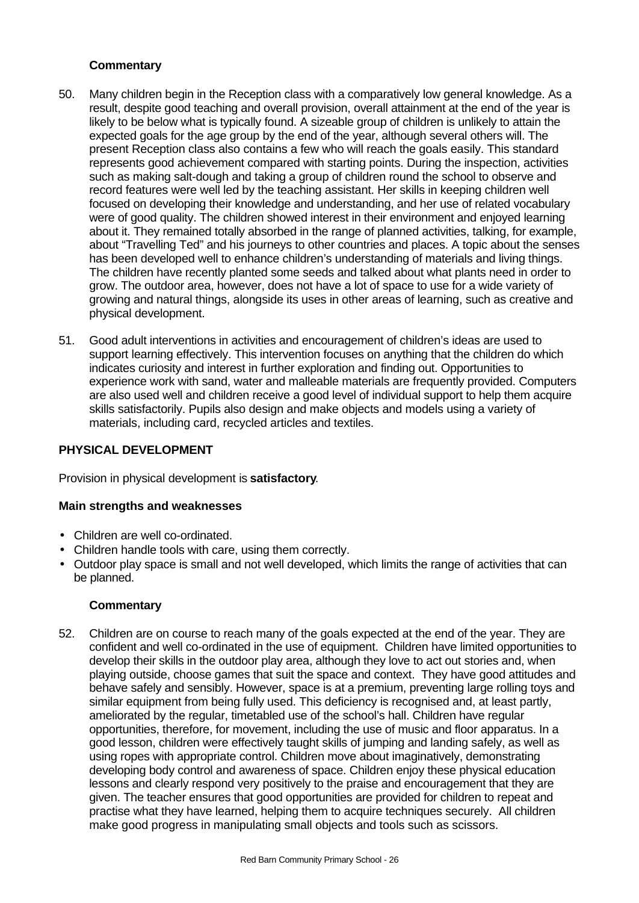### Commentary

50. Many children begin in the Reception class with a comparatively low general knowledge. As a result, despite good teaching and overall provision, overall attainment at the end of the year is likely to be below what is typically found. A sizeable group of children is unlikely to attain the expected goals for the age group by the end of the year, although several others will. The present Reception class also contains a few who will reach the goals easily. This standard represents good achievement compared with starting points. During the inspection, activities such as making salt-dough and taking a group of children round the school to observe and record features were well led by the teaching assistant. Her skills in keeping children well focused on developing their knowledge and understanding, and her use of related vocabulary were of good quality. The children showed interest in their environment and enjoyed learning about it. They remained totally absorbed in the range of planned activities, talking, for example, about "Travelling Ted" and his journeys to other countries and places. A topic about the senses has been developed well to enhance children's understanding of materials and living things. The children have recently planted some seeds and talked about what plants need in order to grow. The outdoor area, however, does not have a lot of space to use for a wide variety of growing and natural things, alongside its uses in other areas of learning, such as creative and physical development.

51. Good adult interventions in activities and encouragement of children's ideas are used to support learning effectively. This intervention focuses on anything that the children do which indicates curiosity and interest in further exploration and finding out. Opportunities to experience work with sand, water and malleable materials are frequently provided. Computers are also used well and children receive a good level of individual support to help them acquire skills satisfactorily. Pupils also design and make objects and models using a variety of materials, including card, recycled articles and textiles.

## PHYSICAL DEVELOPMENT

Provision in physical development is **satisfactory**.

### Main strengths and weaknesses

- Children are well co-ordinated.
- Children handle tools with care, using them correctly.
- Outdoor play space is small and not well developed, which limits the range of activities that can be planned.

### Commentary

52. Children are on course to reach many of the goals expected at the end of the year. They are confident and well co-ordinated in the use of equipment. Children have limited opportunities to develop their skills in the outdoor play area, although they love to act out stories and, when playing outside, choose games that suit the space and context. They have good attitudes and behave safely and sensibly. However, space is at a premium, preventing large rolling toys and similar equipment from being fully used. This deficiency is recognised and, at least partly, ameliorated by the regular, timetabled use of the school's hall. Children have regular opportunities, therefore, for movement, including the use of music and floor apparatus. In a good lesson, children were effectively taught skills of jumping and landing safely, as well as using ropes with appropriate control. Children move about imaginatively, demonstrating developing body control and awareness of space. Children enjoy these physical education lessons and clearly respond very positively to the praise and encouragement that they are given. The teacher ensures that good opportunities are provided for children to repeat and practise what they have learned, helping them to acquire techniques securely. All children make good progress in manipulating small objects and tools such as scissors.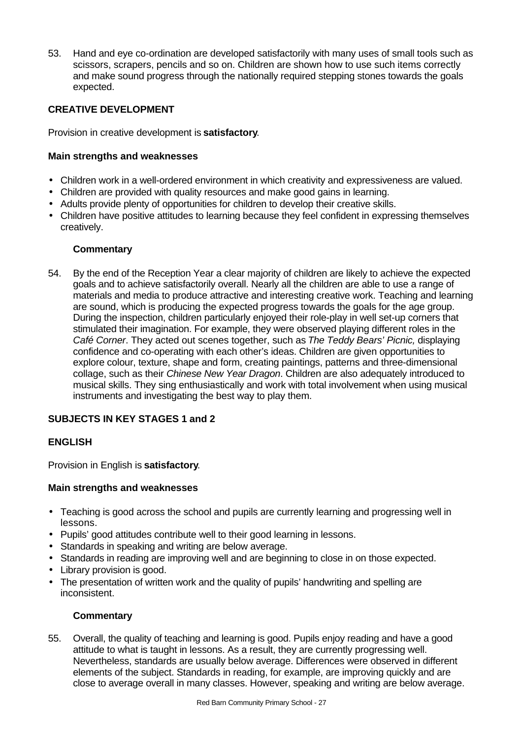53. Hand and eye co-ordination are developed satisfactorily with many uses of small tools such as scissors, scrapers, pencils and so on. Children are shown how to use such items correctly and make sound progress through the nationally required stepping stones towards the goals expected.

## CREATIVE DEVELOPMENT

Provision in creative development is **satisfactory**.

### Main strengths and weaknesses

- Children work in a well-ordered environment in which creativity and expressiveness are valued.
- Children are provided with quality resources and make good gains in learning.
- Adults provide plenty of opportunities for children to develop their creative skills.
- Children have positive attitudes to learning because they feel confident in expressing themselves creatively.

#### Commentary

54. By the end of the Reception Year a clear majority of children are likely to achieve the expected goals and to achieve satisfactorily overall. Nearly all the children are able to use a range of materials and media to produce attractive and interesting creative work. Teaching and learning are sound, which is producing the expected progress towards the goals for the age group. During the inspection, children particularly enjoyed their role-play in well set-up corners that stimulated their imagination. For example, they were observed playing different roles in the *Café Corner*. They acted out scenes together, such as *The Teddy Bears' Picnic,* displaying confidence and co-operating with each other's ideas. Children are given opportunities to explore colour, texture, shape and form, creating paintings, patterns and three-dimensional collage, such as their *Chinese New Year Dragon*. Children are also adequately introduced to musical skills. They sing enthusiastically and work with total involvement when using musical instruments and investigating the best way to play them.

## SUBJECTS IN KEY STAGES 1 and 2

## ENGLISH

Provision in English is **satisfactory**.

### Main strengths and weaknesses

- Teaching is good across the school and pupils are currently learning and progressing well in lessons.
- Pupils' good attitudes contribute well to their good learning in lessons.
- Standards in speaking and writing are below average.
- Standards in reading are improving well and are beginning to close in on those expected.
- Library provision is good.
- The presentation of written work and the quality of pupils' handwriting and spelling are inconsistent.

#### Commentary

55. Overall, the quality of teaching and learning is good. Pupils enjoy reading and have a good attitude to what is taught in lessons. As a result, they are currently progressing well. Nevertheless, standards are usually below average. Differences were observed in different elements of the subject. Standards in reading, for example, are improving quickly and are close to average overall in many classes. However, speaking and writing are below average.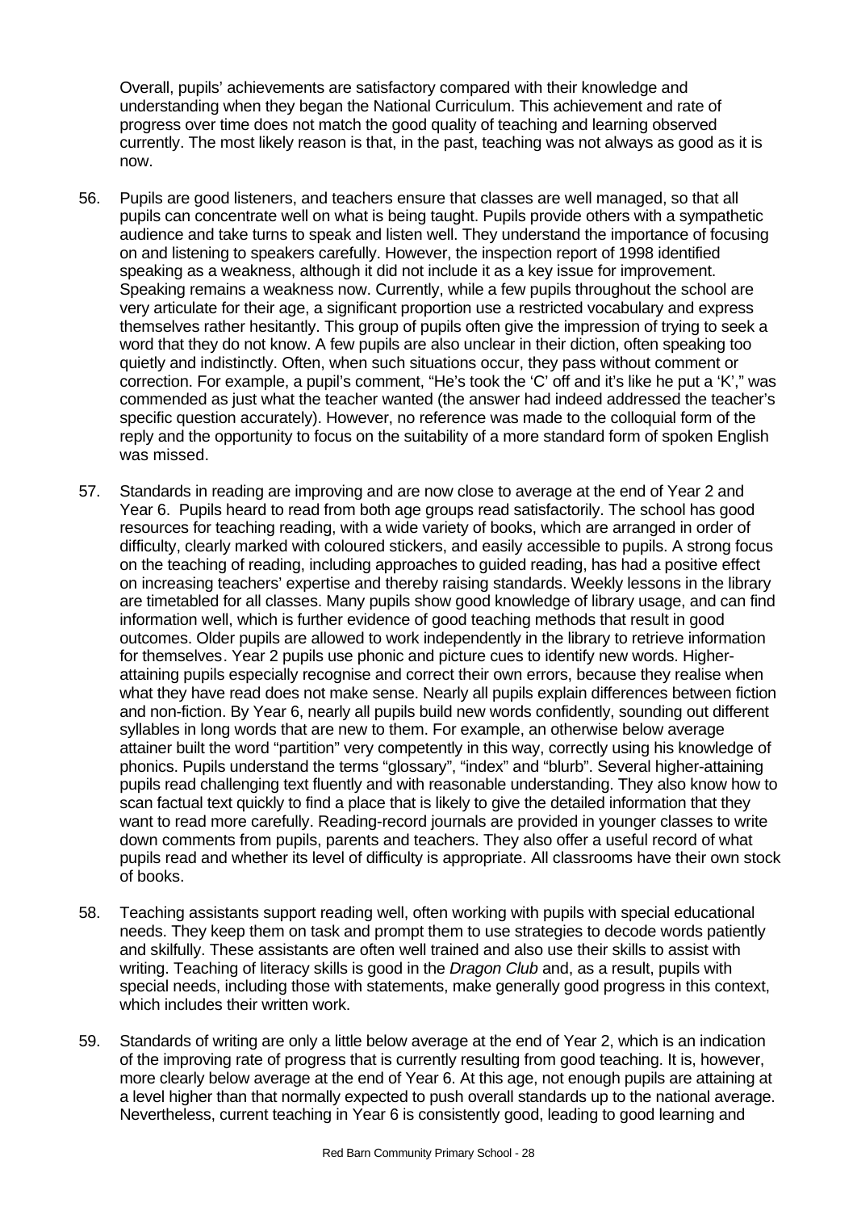Overall, pupils' achievements are satisfactory compared with their knowledge and understanding when they began the National Curriculum. This achievement and rate of progress over time does not match the good quality of teaching and learning observed currently. The most likely reason is that, in the past, teaching was not always as good as it is now.

56. Pupils are good listeners, and teachers ensure that classes are well managed, so that all pupils can concentrate well on what is being taught. Pupils provide others with a sympathetic audience and take turns to speak and listen well. They understand the importance of focusing on and listening to speakers carefully. However, the inspection report of 1998 identified speaking as a weakness, although it did not include it as a key issue for improvement. Speaking remains a weakness now. Currently, while a few pupils throughout the school are very articulate for their age, a significant proportion use a restricted vocabulary and express themselves rather hesitantly. This group of pupils often give the impression of trying to seek a word that they do not know. A few pupils are also unclear in their diction, often speaking too quietly and indistinctly. Often, when such situations occur, they pass without comment or correction. For example, a pupil's comment, "He's took the 'C' off and it's like he put a 'K'," was commended as just what the teacher wanted (the answer had indeed addressed the teacher's specific question accurately). However, no reference was made to the colloquial form of the reply and the opportunity to focus on the suitability of a more standard form of spoken English was missed.

57. Standards in reading are improving and are now close to average at the end of Year 2 and Year 6. Pupils heard to read from both age groups read satisfactorily. The school has good resources for teaching reading, with a wide variety of books, which are arranged in order of difficulty, clearly marked with coloured stickers, and easily accessible to pupils. A strong focus on the teaching of reading, including approaches to guided reading, has had a positive effect on increasing teachers' expertise and thereby raising standards. Weekly lessons in the library are timetabled for all classes. Many pupils show good knowledge of library usage, and can find information well, which is further evidence of good teaching methods that result in good outcomes. Older pupils are allowed to work independently in the library to retrieve information for themselves. Year 2 pupils use phonic and picture cues to identify new words. Higher-attaining pupils especially recognise and correct their own errors, because they realise when what they have read does not make sense. Nearly all pupils explain differences between fiction and non-fiction. By Year 6, nearly all pupils build new words confidently, sounding out different syllables in long words that are new to them. For example, an otherwise below average attainer built the word "partition" very competently in this way, correctly using his knowledge of phonics. Pupils understand the terms "glossary", "index" and "blurb". Several higher-attaining pupils read challenging text fluently and with reasonable understanding. They also know how to scan factual text quickly to find a place that is likely to give the detailed information that they want to read more carefully. Reading-record journals are provided in younger classes to write down comments from pupils, parents and teachers. They also offer a useful record of what pupils read and whether its level of difficulty is appropriate. All classrooms have their own stock of books.

58. Teaching assistants support reading well, often working with pupils with special educational needs. They keep them on task and prompt them to use strategies to decode words patiently and skilfully. These assistants are often well trained and also use their skills to assist with writing. Teaching of literacy skills is good in the *Dragon Club* and, as a result, pupils with special needs, including those with statements, make generally good progress in this context, which includes their written work.

59. Standards of writing are only a little below average at the end of Year 2, which is an indication of the improving rate of progress that is currently resulting from good teaching. It is, however, more clearly below average at the end of Year 6. At this age, not enough pupils are attaining at a level higher than that normally expected to push overall standards up to the national average. Nevertheless, current teaching in Year 6 is consistently good, leading to good learning and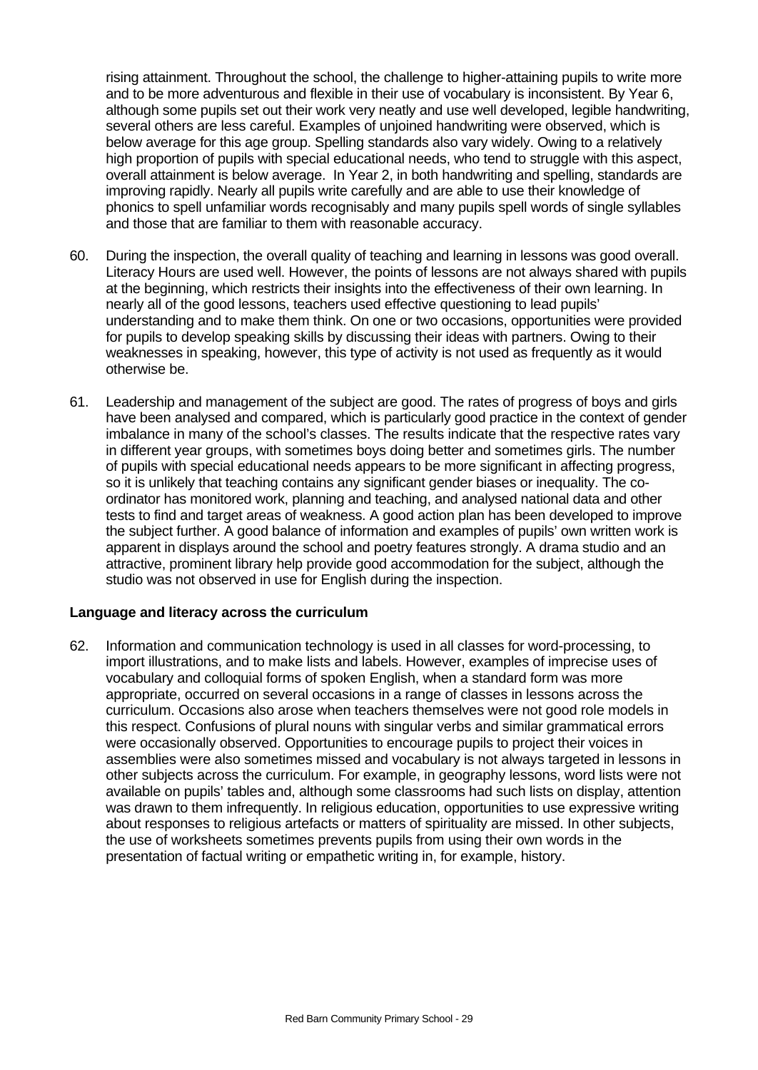rising attainment. Throughout the school, the challenge to higher-attaining pupils to write more and to be more adventurous and flexible in their use of vocabulary is inconsistent. By Year 6, although some pupils set out their work very neatly and use well developed, legible handwriting, several others are less careful. Examples of unjoined handwriting were observed, which is below average for this age group. Spelling standards also vary widely. Owing to a relatively high proportion of pupils with special educational needs, who tend to struggle with this aspect, overall attainment is below average. In Year 2, in both handwriting and spelling, standards are improving rapidly. Nearly all pupils write carefully and are able to use their knowledge of phonics to spell unfamiliar words recognisably and many pupils spell words of single syllables and those that are familiar to them with reasonable accuracy.

60. During the inspection, the overall quality of teaching and learning in lessons was good overall. Literacy Hours are used well. However, the points of lessons are not always shared with pupils at the beginning, which restricts their insights into the effectiveness of their own learning. In nearly all of the good lessons, teachers used effective questioning to lead pupils' understanding and to make them think. On one or two occasions, opportunities were provided for pupils to develop speaking skills by discussing their ideas with partners. Owing to their weaknesses in speaking, however, this type of activity is not used as frequently as it would otherwise be.

61. Leadership and management of the subject are good. The rates of progress of boys and girls have been analysed and compared, which is particularly good practice in the context of gender imbalance in many of the school's classes. The results indicate that the respective rates vary in different year groups, with sometimes boys doing better and sometimes girls. The number of pupils with special educational needs appears to be more significant in affecting progress, so it is unlikely that teaching contains any significant gender biases or inequality. The co-ordinator has monitored work, planning and teaching, and analysed national data and other tests to find and target areas of weakness. A good action plan has been developed to improve the subject further. A good balance of information and examples of pupils' own written work is apparent in displays around the school and poetry features strongly. A drama studio and an attractive, prominent library help provide good accommodation for the subject, although the studio was not observed in use for English during the inspection.

**Language and literacy across the curriculum**

62. Information and communication technology is used in all classes for word-processing, to import illustrations, and to make lists and labels. However, examples of imprecise uses of vocabulary and colloquial forms of spoken English, when a standard form was more appropriate, occurred on several occasions in a range of classes in lessons across the curriculum. Occasions also arose when teachers themselves were not good role models in this respect. Confusions of plural nouns with singular verbs and similar grammatical errors were occasionally observed. Opportunities to encourage pupils to project their voices in assemblies were also sometimes missed and vocabulary is not always targeted in lessons in other subjects across the curriculum. For example, in geography lessons, word lists were not available on pupils' tables and, although some classrooms had such lists on display, attention was drawn to them infrequently. In religious education, opportunities to use expressive writing about responses to religious artefacts or matters of spirituality are missed. In other subjects, the use of worksheets sometimes prevents pupils from using their own words in the presentation of factual writing or empathetic writing in, for example, history.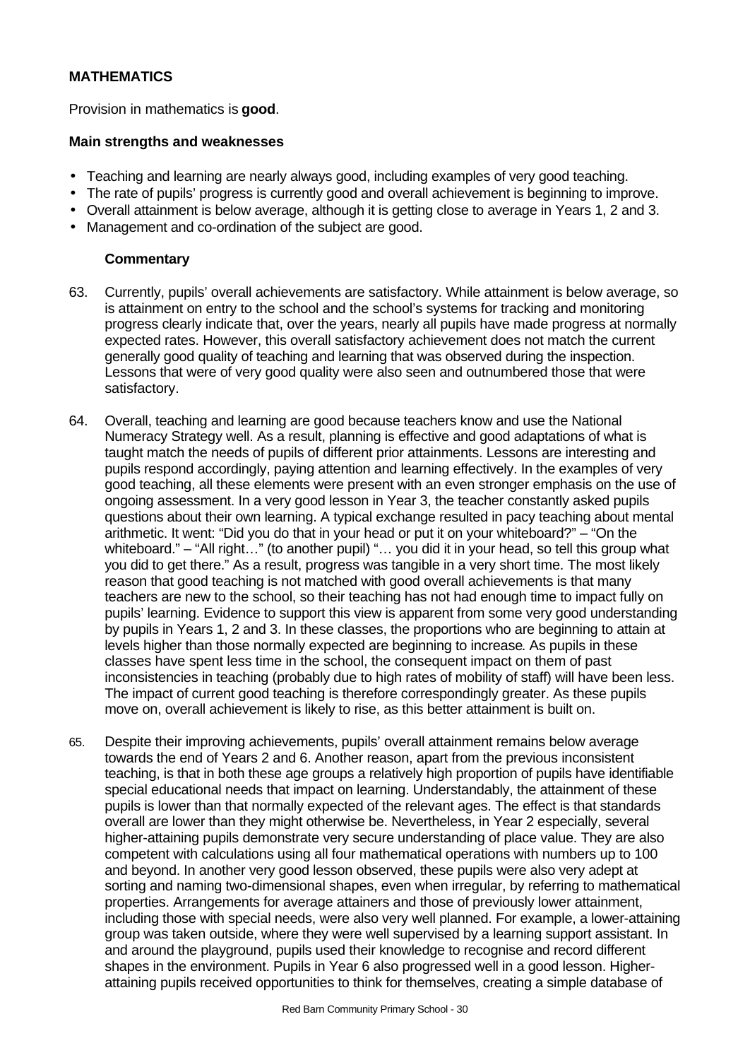**MATHEMATICS**

Provision in mathematics is **good**.

**Main strengths and weaknesses**

- Teaching and learning are nearly always good, including examples of very good teaching.
- The rate of pupils' progress is currently good and overall achievement is beginning to improve.
- Overall attainment is below average, although it is getting close to average in Years 1, 2 and 3.
- Management and co-ordination of the subject are good.

**Commentary**

63. Currently, pupils' overall achievements are satisfactory. While attainment is below average, so is attainment on entry to the school and the school's systems for tracking and monitoring progress clearly indicate that, over the years, nearly all pupils have made progress at normally expected rates. However, this overall satisfactory achievement does not match the current generally good quality of teaching and learning that was observed during the inspection. Lessons that were of very good quality were also seen and outnumbered those that were satisfactory.

64. Overall, teaching and learning are good because teachers know and use the National Numeracy Strategy well. As a result, planning is effective and good adaptations of what is taught match the needs of pupils of different prior attainments. Lessons are interesting and pupils respond accordingly, paying attention and learning effectively. In the examples of very good teaching, all these elements were present with an even stronger emphasis on the use of ongoing assessment. In a very good lesson in Year 3, the teacher constantly asked pupils questions about their own learning. A typical exchange resulted in pacy teaching about mental arithmetic. It went: "Did you do that in your head or put it on your whiteboard?" – "On the whiteboard." – "All right…" (to another pupil) "… you did it in your head, so tell this group what you did to get there." As a result, progress was tangible in a very short time. The most likely reason that good teaching is not matched with good overall achievements is that many teachers are new to the school, so their teaching has not had enough time to impact fully on pupils' learning. Evidence to support this view is apparent from some very good understanding by pupils in Years 1, 2 and 3. In these classes, the proportions who are beginning to attain at levels higher than those normally expected are beginning to increase. As pupils in these classes have spent less time in the school, the consequent impact on them of past inconsistencies in teaching (probably due to high rates of mobility of staff) will have been less. The impact of current good teaching is therefore correspondingly greater. As these pupils move on, overall achievement is likely to rise, as this better attainment is built on.

65. Despite their improving achievements, pupils' overall attainment remains below average towards the end of Years 2 and 6. Another reason, apart from the previous inconsistent teaching, is that in both these age groups a relatively high proportion of pupils have identifiable special educational needs that impact on learning. Understandably, the attainment of these pupils is lower than that normally expected of the relevant ages. The effect is that standards overall are lower than they might otherwise be. Nevertheless, in Year 2 especially, several higher-attaining pupils demonstrate very secure understanding of place value. They are also competent with calculations using all four mathematical operations with numbers up to 100 and beyond. In another very good lesson observed, these pupils were also very adept at sorting and naming two-dimensional shapes, even when irregular, by referring to mathematical properties. Arrangements for average attainers and those of previously lower attainment, including those with special needs, were also very well planned. For example, a lower-attaining group was taken outside, where they were well supervised by a learning support assistant. In and around the playground, pupils used their knowledge to recognise and record different shapes in the environment. Pupils in Year 6 also progressed well in a good lesson. Higher-attaining pupils received opportunities to think for themselves, creating a simple database of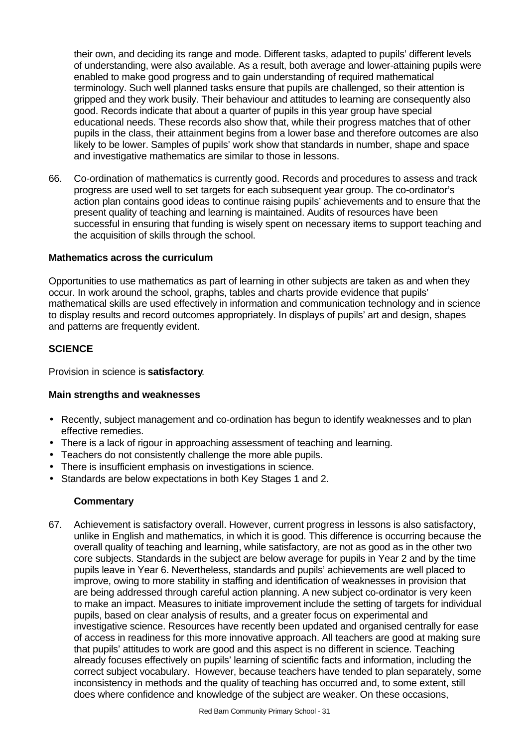their own, and deciding its range and mode. Different tasks, adapted to pupils' different levels of understanding, were also available. As a result, both average and lower-attaining pupils were enabled to make good progress and to gain understanding of required mathematical terminology. Such well planned tasks ensure that pupils are challenged, so their attention is gripped and they work busily. Their behaviour and attitudes to learning are consequently also good. Records indicate that about a quarter of pupils in this year group have special educational needs. These records also show that, while their progress matches that of other pupils in the class, their attainment begins from a lower base and therefore outcomes are also likely to be lower. Samples of pupils' work show that standards in number, shape and space and investigative mathematics are similar to those in lessons.

66. Co-ordination of mathematics is currently good. Records and procedures to assess and track progress are used well to set targets for each subsequent year group. The co-ordinator's action plan contains good ideas to continue raising pupils' achievements and to ensure that the present quality of teaching and learning is maintained. Audits of resources have been successful in ensuring that funding is wisely spent on necessary items to support teaching and the acquisition of skills through the school.

**Mathematics across the curriculum**

Opportunities to use mathematics as part of learning in other subjects are taken as and when they occur. In work around the school, graphs, tables and charts provide evidence that pupils' mathematical skills are used effectively in information and communication technology and in science to display results and record outcomes appropriately. In displays of pupils' art and design, shapes and patterns are frequently evident.

## SCIENCE

Provision in science is **satisfactory**.

**Main strengths and weaknesses**

- Recently, subject management and co-ordination has begun to identify weaknesses and to plan effective remedies.
- There is a lack of rigour in approaching assessment of teaching and learning.
- Teachers do not consistently challenge the more able pupils.
- There is insufficient emphasis on investigations in science.
- Standards are below expectations in both Key Stages 1 and 2.

**Commentary**

67. Achievement is satisfactory overall. However, current progress in lessons is also satisfactory, unlike in English and mathematics, in which it is good. This difference is occurring because the overall quality of teaching and learning, while satisfactory, are not as good as in the other two core subjects. Standards in the subject are below average for pupils in Year 2 and by the time pupils leave in Year 6. Nevertheless, standards and pupils' achievements are well placed to improve, owing to more stability in staffing and identification of weaknesses in provision that are being addressed through careful action planning. A new subject co-ordinator is very keen to make an impact. Measures to initiate improvement include the setting of targets for individual pupils, based on clear analysis of results, and a greater focus on experimental and investigative science. Resources have recently been updated and organised centrally for ease of access in readiness for this more innovative approach. All teachers are good at making sure that pupils' attitudes to work are good and this aspect is no different in science. Teaching already focuses effectively on pupils' learning of scientific facts and information, including the correct subject vocabulary. However, because teachers have tended to plan separately, some inconsistency in methods and the quality of teaching has occurred and, to some extent, still does where confidence and knowledge of the subject are weaker. On these occasions,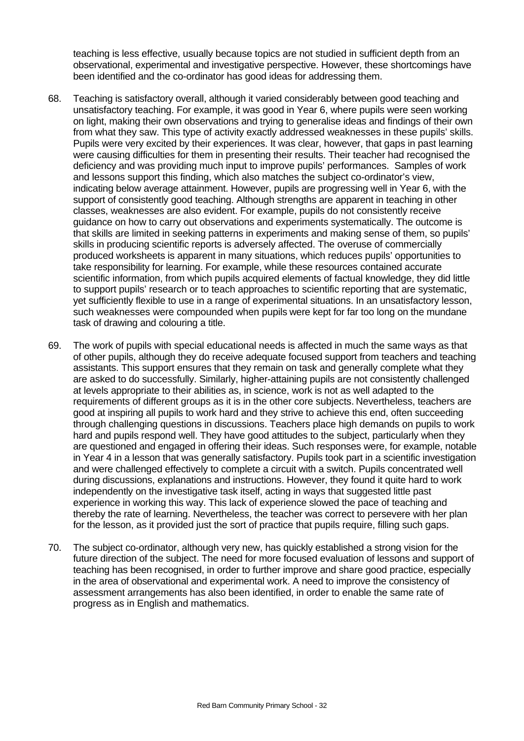teaching is less effective, usually because topics are not studied in sufficient depth from an observational, experimental and investigative perspective. However, these shortcomings have been identified and the co-ordinator has good ideas for addressing them.

68. Teaching is satisfactory overall, although it varied considerably between good teaching and unsatisfactory teaching. For example, it was good in Year 6, where pupils were seen working on light, making their own observations and trying to generalise ideas and findings of their own from what they saw. This type of activity exactly addressed weaknesses in these pupils' skills. Pupils were very excited by their experiences. It was clear, however, that gaps in past learning were causing difficulties for them in presenting their results. Their teacher had recognised the deficiency and was providing much input to improve pupils' performances. Samples of work and lessons support this finding, which also matches the subject co-ordinator's view, indicating below average attainment. However, pupils are progressing well in Year 6, with the support of consistently good teaching. Although strengths are apparent in teaching in other classes, weaknesses are also evident. For example, pupils do not consistently receive guidance on how to carry out observations and experiments systematically. The outcome is that skills are limited in seeking patterns in experiments and making sense of them, so pupils' skills in producing scientific reports is adversely affected. The overuse of commercially produced worksheets is apparent in many situations, which reduces pupils' opportunities to take responsibility for learning. For example, while these resources contained accurate scientific information, from which pupils acquired elements of factual knowledge, they did little to support pupils' research or to teach approaches to scientific reporting that are systematic, yet sufficiently flexible to use in a range of experimental situations. In an unsatisfactory lesson, such weaknesses were compounded when pupils were kept for far too long on the mundane task of drawing and colouring a title.

69. The work of pupils with special educational needs is affected in much the same ways as that of other pupils, although they do receive adequate focused support from teachers and teaching assistants. This support ensures that they remain on task and generally complete what they are asked to do successfully. Similarly, higher-attaining pupils are not consistently challenged at levels appropriate to their abilities as, in science, work is not as well adapted to the requirements of different groups as it is in the other core subjects. Nevertheless, teachers are good at inspiring all pupils to work hard and they strive to achieve this end, often succeeding through challenging questions in discussions. Teachers place high demands on pupils to work hard and pupils respond well. They have good attitudes to the subject, particularly when they are questioned and engaged in offering their ideas. Such responses were, for example, notable in Year 4 in a lesson that was generally satisfactory. Pupils took part in a scientific investigation and were challenged effectively to complete a circuit with a switch. Pupils concentrated well during discussions, explanations and instructions. However, they found it quite hard to work independently on the investigative task itself, acting in ways that suggested little past experience in working this way. This lack of experience slowed the pace of teaching and thereby the rate of learning. Nevertheless, the teacher was correct to persevere with her plan for the lesson, as it provided just the sort of practice that pupils require, filling such gaps.

70. The subject co-ordinator, although very new, has quickly established a strong vision for the future direction of the subject. The need for more focused evaluation of lessons and support of teaching has been recognised, in order to further improve and share good practice, especially in the area of observational and experimental work. A need to improve the consistency of assessment arrangements has also been identified, in order to enable the same rate of progress as in English and mathematics.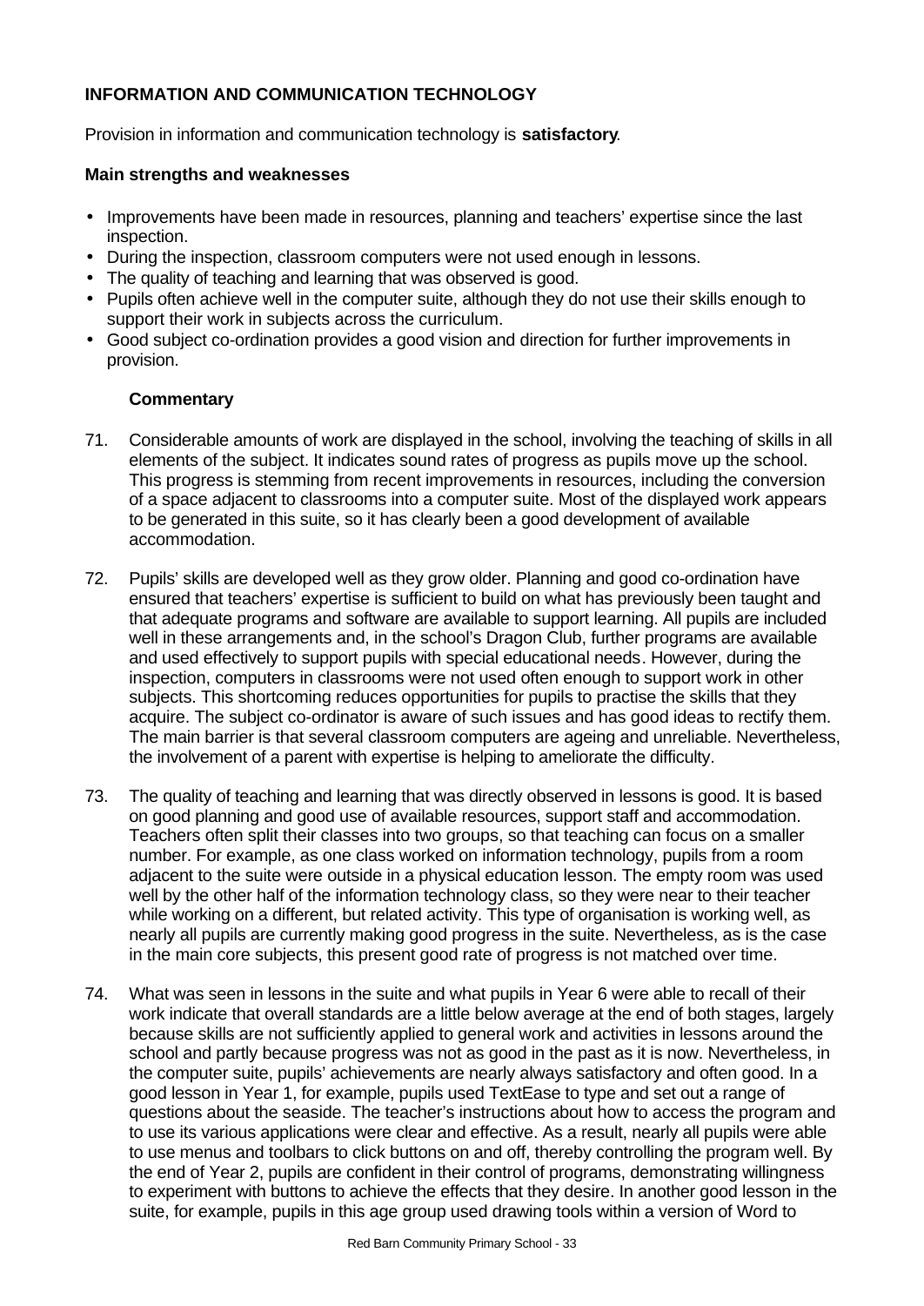## INFORMATION AND COMMUNICATION TECHNOLOGY

Provision in information and communication technology is **satisfactory**.

### Main strengths and weaknesses

- Improvements have been made in resources, planning and teachers' expertise since the last inspection.
- During the inspection, classroom computers were not used enough in lessons.
- The quality of teaching and learning that was observed is good.
- Pupils often achieve well in the computer suite, although they do not use their skills enough to support their work in subjects across the curriculum.
- Good subject co-ordination provides a good vision and direction for further improvements in provision.

#### Commentary

71. Considerable amounts of work are displayed in the school, involving the teaching of skills in all elements of the subject. It indicates sound rates of progress as pupils move up the school. This progress is stemming from recent improvements in resources, including the conversion of a space adjacent to classrooms into a computer suite. Most of the displayed work appears to be generated in this suite, so it has clearly been a good development of available accommodation.

72. Pupils' skills are developed well as they grow older. Planning and good co-ordination have ensured that teachers' expertise is sufficient to build on what has previously been taught and that adequate programs and software are available to support learning. All pupils are included well in these arrangements and, in the school's Dragon Club, further programs are available and used effectively to support pupils with special educational needs. However, during the inspection, computers in classrooms were not used often enough to support work in other subjects. This shortcoming reduces opportunities for pupils to practise the skills that they acquire. The subject co-ordinator is aware of such issues and has good ideas to rectify them. The main barrier is that several classroom computers are ageing and unreliable. Nevertheless, the involvement of a parent with expertise is helping to ameliorate the difficulty.

73. The quality of teaching and learning that was directly observed in lessons is good. It is based on good planning and good use of available resources, support staff and accommodation. Teachers often split their classes into two groups, so that teaching can focus on a smaller number. For example, as one class worked on information technology, pupils from a room adjacent to the suite were outside in a physical education lesson. The empty room was used well by the other half of the information technology class, so they were near to their teacher while working on a different, but related activity. This type of organisation is working well, as nearly all pupils are currently making good progress in the suite. Nevertheless, as is the case in the main core subjects, this present good rate of progress is not matched over time.

74. What was seen in lessons in the suite and what pupils in Year 6 were able to recall of their work indicate that overall standards are a little below average at the end of both stages, largely because skills are not sufficiently applied to general work and activities in lessons around the school and partly because progress was not as good in the past as it is now. Nevertheless, in the computer suite, pupils' achievements are nearly always satisfactory and often good. In a good lesson in Year 1, for example, pupils used TextEase to type and set out a range of questions about the seaside. The teacher's instructions about how to access the program and to use its various applications were clear and effective. As a result, nearly all pupils were able to use menus and toolbars to click buttons on and off, thereby controlling the program well. By the end of Year 2, pupils are confident in their control of programs, demonstrating willingness to experiment with buttons to achieve the effects that they desire. In another good lesson in the suite, for example, pupils in this age group used drawing tools within a version of Word to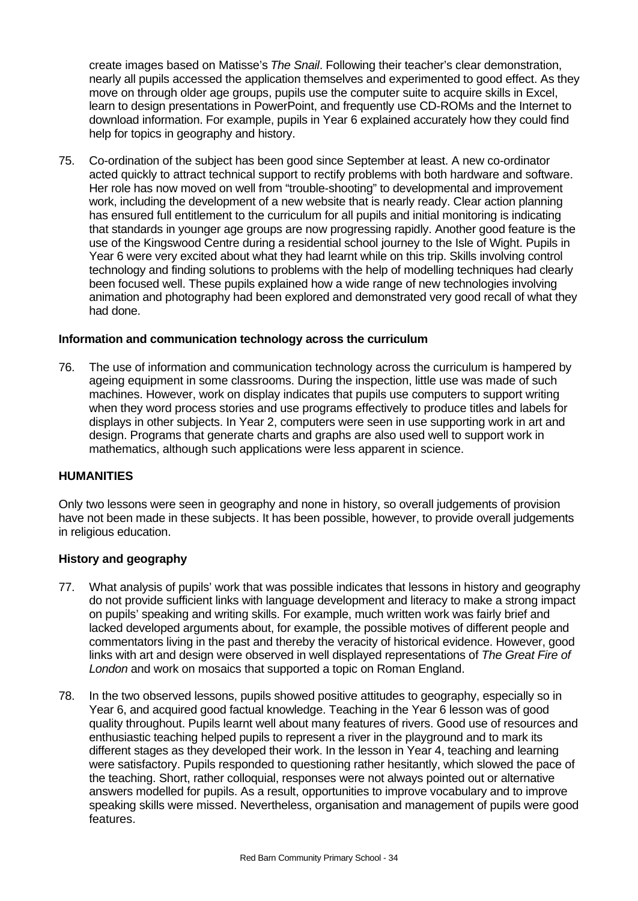create images based on Matisse's *The Snail*. Following their teacher's clear demonstration, nearly all pupils accessed the application themselves and experimented to good effect. As they move on through older age groups, pupils use the computer suite to acquire skills in Excel, learn to design presentations in PowerPoint, and frequently use CD-ROMs and the Internet to download information. For example, pupils in Year 6 explained accurately how they could find help for topics in geography and history.

75. Co-ordination of the subject has been good since September at least. A new co-ordinator acted quickly to attract technical support to rectify problems with both hardware and software. Her role has now moved on well from "trouble-shooting" to developmental and improvement work, including the development of a new website that is nearly ready. Clear action planning has ensured full entitlement to the curriculum for all pupils and initial monitoring is indicating that standards in younger age groups are now progressing rapidly. Another good feature is the use of the Kingswood Centre during a residential school journey to the Isle of Wight. Pupils in Year 6 were very excited about what they had learnt while on this trip. Skills involving control technology and finding solutions to problems with the help of modelling techniques had clearly been focused well. These pupils explained how a wide range of new technologies involving animation and photography had been explored and demonstrated very good recall of what they had done.

**Information and communication technology across the curriculum**

76. The use of information and communication technology across the curriculum is hampered by ageing equipment in some classrooms. During the inspection, little use was made of such machines. However, work on display indicates that pupils use computers to support writing when they word process stories and use programs effectively to produce titles and labels for displays in other subjects. In Year 2, computers were seen in use supporting work in art and design. Programs that generate charts and graphs are also used well to support work in mathematics, although such applications were less apparent in science.

## HUMANITIES

Only two lessons were seen in geography and none in history, so overall judgements of provision have not been made in these subjects. It has been possible, however, to provide overall judgements in religious education.

**History and geography**

77. What analysis of pupils' work that was possible indicates that lessons in history and geography do not provide sufficient links with language development and literacy to make a strong impact on pupils' speaking and writing skills. For example, much written work was fairly brief and lacked developed arguments about, for example, the possible motives of different people and commentators living in the past and thereby the veracity of historical evidence. However, good links with art and design were observed in well displayed representations of *The Great Fire of London* and work on mosaics that supported a topic on Roman England.

78. In the two observed lessons, pupils showed positive attitudes to geography, especially so in Year 6, and acquired good factual knowledge. Teaching in the Year 6 lesson was of good quality throughout. Pupils learnt well about many features of rivers. Good use of resources and enthusiastic teaching helped pupils to represent a river in the playground and to mark its different stages as they developed their work. In the lesson in Year 4, teaching and learning were satisfactory. Pupils responded to questioning rather hesitantly, which slowed the pace of the teaching. Short, rather colloquial, responses were not always pointed out or alternative answers modelled for pupils. As a result, opportunities to improve vocabulary and to improve speaking skills were missed. Nevertheless, organisation and management of pupils were good features.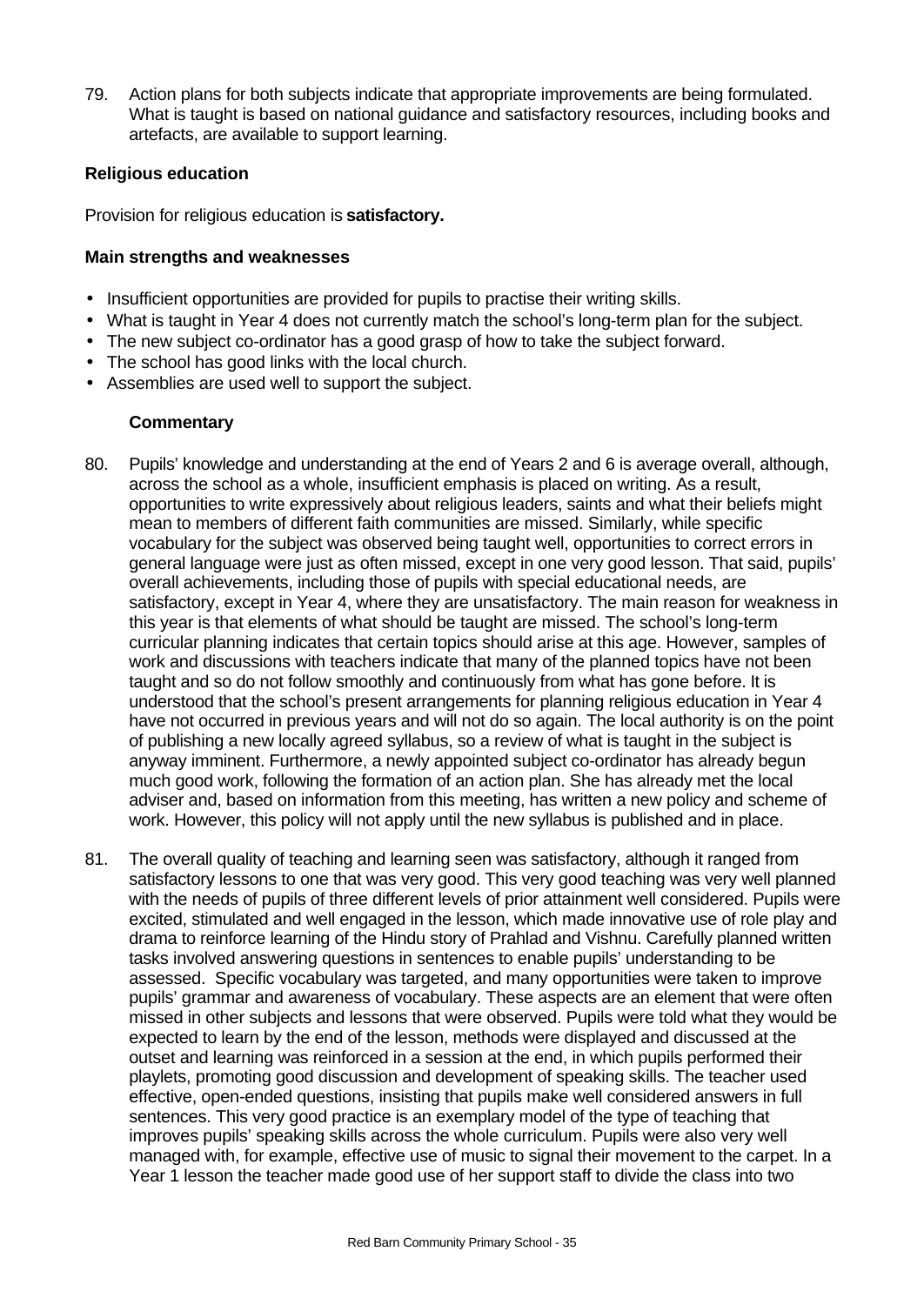79. Action plans for both subjects indicate that appropriate improvements are being formulated. What is taught is based on national guidance and satisfactory resources, including books and artefacts, are available to support learning.

### Religious education

Provision for religious education is **satisfactory.**

### Main strengths and weaknesses

- Insufficient opportunities are provided for pupils to practise their writing skills.
- What is taught in Year 4 does not currently match the school's long-term plan for the subject.
- The new subject co-ordinator has a good grasp of how to take the subject forward.
- The school has good links with the local church.
- Assemblies are used well to support the subject.

#### Commentary

80. Pupils' knowledge and understanding at the end of Years 2 and 6 is average overall, although, across the school as a whole, insufficient emphasis is placed on writing. As a result, opportunities to write expressively about religious leaders, saints and what their beliefs might mean to members of different faith communities are missed. Similarly, while specific vocabulary for the subject was observed being taught well, opportunities to correct errors in general language were just as often missed, except in one very good lesson. That said, pupils' overall achievements, including those of pupils with special educational needs, are satisfactory, except in Year 4, where they are unsatisfactory. The main reason for weakness in this year is that elements of what should be taught are missed. The school's long-term curricular planning indicates that certain topics should arise at this age. However, samples of work and discussions with teachers indicate that many of the planned topics have not been taught and so do not follow smoothly and continuously from what has gone before. It is understood that the school's present arrangements for planning religious education in Year 4 have not occurred in previous years and will not do so again. The local authority is on the point of publishing a new locally agreed syllabus, so a review of what is taught in the subject is anyway imminent. Furthermore, a newly appointed subject co-ordinator has already begun much good work, following the formation of an action plan. She has already met the local adviser and, based on information from this meeting, has written a new policy and scheme of work. However, this policy will not apply until the new syllabus is published and in place.

81. The overall quality of teaching and learning seen was satisfactory, although it ranged from satisfactory lessons to one that was very good. This very good teaching was very well planned with the needs of pupils of three different levels of prior attainment well considered. Pupils were excited, stimulated and well engaged in the lesson, which made innovative use of role play and drama to reinforce learning of the Hindu story of Prahlad and Vishnu. Carefully planned written tasks involved answering questions in sentences to enable pupils' understanding to be assessed. Specific vocabulary was targeted, and many opportunities were taken to improve pupils' grammar and awareness of vocabulary. These aspects are an element that were often missed in other subjects and lessons that were observed. Pupils were told what they would be expected to learn by the end of the lesson, methods were displayed and discussed at the outset and learning was reinforced in a session at the end, in which pupils performed their playlets, promoting good discussion and development of speaking skills. The teacher used effective, open-ended questions, insisting that pupils make well considered answers in full sentences. This very good practice is an exemplary model of the type of teaching that improves pupils' speaking skills across the whole curriculum. Pupils were also very well managed with, for example, effective use of music to signal their movement to the carpet. In a Year 1 lesson the teacher made good use of her support staff to divide the class into two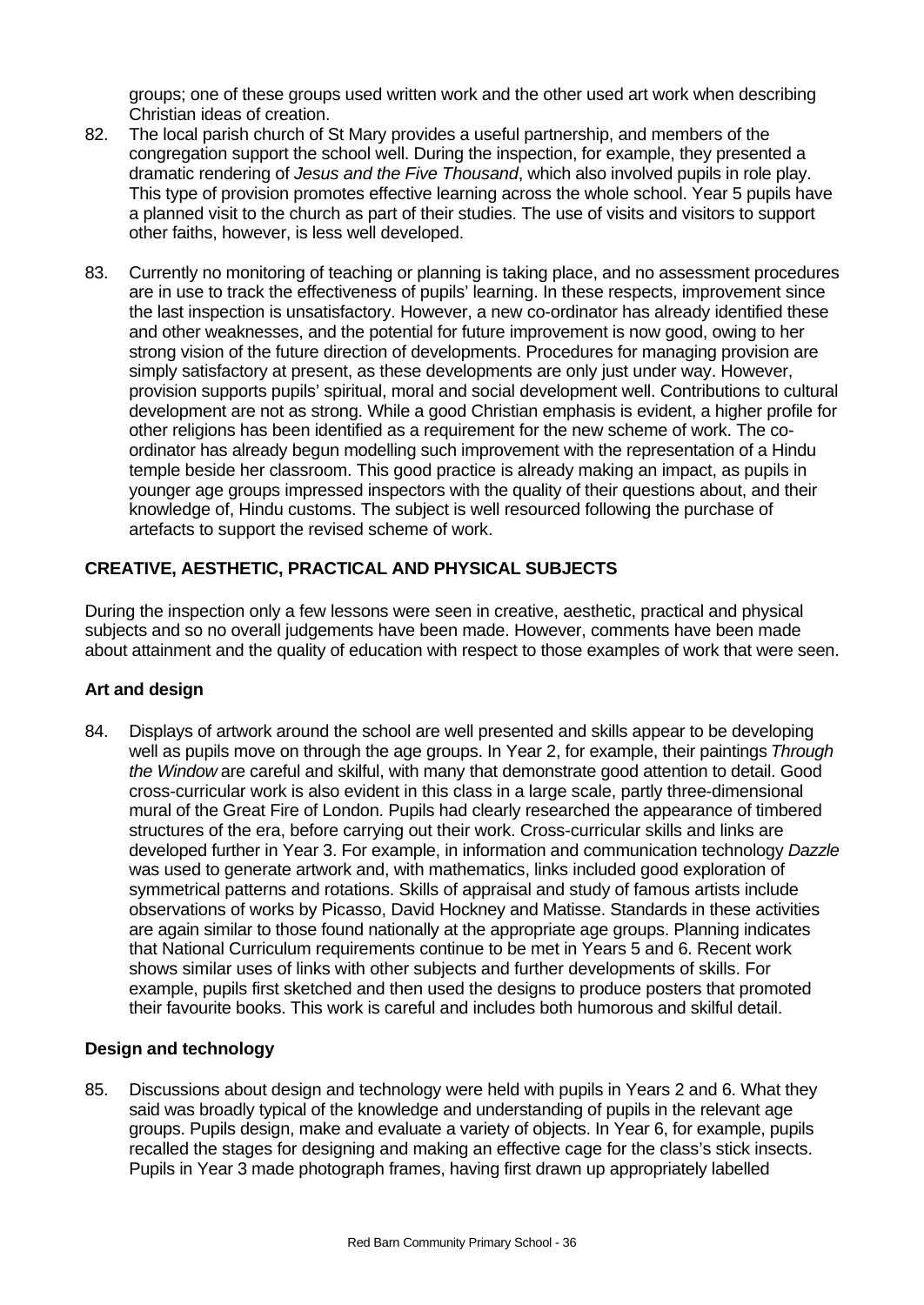groups; one of these groups used written work and the other used art work when describing Christian ideas of creation.

82. The local parish church of St Mary provides a useful partnership, and members of the congregation support the school well. During the inspection, for example, they presented a dramatic rendering of *Jesus and the Five Thousand*, which also involved pupils in role play. This type of provision promotes effective learning across the whole school. Year 5 pupils have a planned visit to the church as part of their studies. The use of visits and visitors to support other faiths, however, is less well developed.

83. Currently no monitoring of teaching or planning is taking place, and no assessment procedures are in use to track the effectiveness of pupils' learning. In these respects, improvement since the last inspection is unsatisfactory. However, a new co-ordinator has already identified these and other weaknesses, and the potential for future improvement is now good, owing to her strong vision of the future direction of developments. Procedures for managing provision are simply satisfactory at present, as these developments are only just under way. However, provision supports pupils' spiritual, moral and social development well. Contributions to cultural development are not as strong. While a good Christian emphasis is evident, a higher profile for other religions has been identified as a requirement for the new scheme of work. The co-ordinator has already begun modelling such improvement with the representation of a Hindu temple beside her classroom. This good practice is already making an impact, as pupils in younger age groups impressed inspectors with the quality of their questions about, and their knowledge of, Hindu customs. The subject is well resourced following the purchase of artefacts to support the revised scheme of work.

## CREATIVE, AESTHETIC, PRACTICAL AND PHYSICAL SUBJECTS

During the inspection only a few lessons were seen in creative, aesthetic, practical and physical subjects and so no overall judgements have been made. However, comments have been made about attainment and the quality of education with respect to those examples of work that were seen.

### Art and design

84. Displays of artwork around the school are well presented and skills appear to be developing well as pupils move on through the age groups. In Year 2, for example, their paintings *Through the Window* are careful and skilful, with many that demonstrate good attention to detail. Good cross-curricular work is also evident in this class in a large scale, partly three-dimensional mural of the Great Fire of London. Pupils had clearly researched the appearance of timbered structures of the era, before carrying out their work. Cross-curricular skills and links are developed further in Year 3. For example, in information and communication technology *Dazzle* was used to generate artwork and, with mathematics, links included good exploration of symmetrical patterns and rotations. Skills of appraisal and study of famous artists include observations of works by Picasso, David Hockney and Matisse. Standards in these activities are again similar to those found nationally at the appropriate age groups. Planning indicates that National Curriculum requirements continue to be met in Years 5 and 6. Recent work shows similar uses of links with other subjects and further developments of skills. For example, pupils first sketched and then used the designs to produce posters that promoted their favourite books. This work is careful and includes both humorous and skilful detail.

### Design and technology

85. Discussions about design and technology were held with pupils in Years 2 and 6. What they said was broadly typical of the knowledge and understanding of pupils in the relevant age groups. Pupils design, make and evaluate a variety of objects. In Year 6, for example, pupils recalled the stages for designing and making an effective cage for the class's stick insects. Pupils in Year 3 made photograph frames, having first drawn up appropriately labelled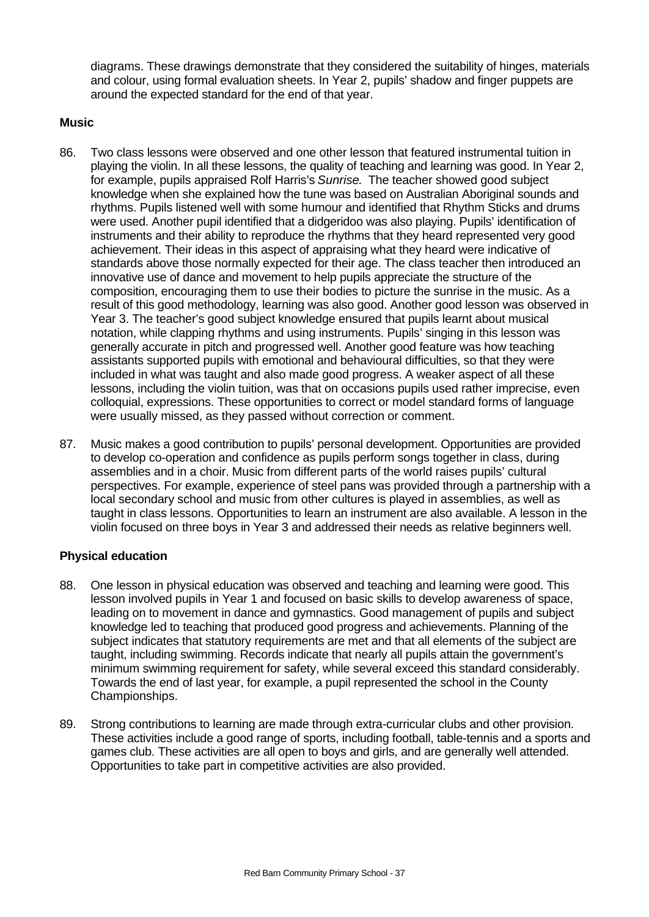diagrams. These drawings demonstrate that they considered the suitability of hinges, materials and colour, using formal evaluation sheets. In Year 2, pupils' shadow and finger puppets are around the expected standard for the end of that year.

### Music

86. Two class lessons were observed and one other lesson that featured instrumental tuition in playing the violin. In all these lessons, the quality of teaching and learning was good. In Year 2, for example, pupils appraised Rolf Harris's *Sunrise.* The teacher showed good subject knowledge when she explained how the tune was based on Australian Aboriginal sounds and rhythms. Pupils listened well with some humour and identified that Rhythm Sticks and drums were used. Another pupil identified that a didgeridoo was also playing. Pupils' identification of instruments and their ability to reproduce the rhythms that they heard represented very good achievement. Their ideas in this aspect of appraising what they heard were indicative of standards above those normally expected for their age. The class teacher then introduced an innovative use of dance and movement to help pupils appreciate the structure of the composition, encouraging them to use their bodies to picture the sunrise in the music. As a result of this good methodology, learning was also good. Another good lesson was observed in Year 3. The teacher's good subject knowledge ensured that pupils learnt about musical notation, while clapping rhythms and using instruments. Pupils' singing in this lesson was generally accurate in pitch and progressed well. Another good feature was how teaching assistants supported pupils with emotional and behavioural difficulties, so that they were included in what was taught and also made good progress. A weaker aspect of all these lessons, including the violin tuition, was that on occasions pupils used rather imprecise, even colloquial, expressions. These opportunities to correct or model standard forms of language were usually missed, as they passed without correction or comment.

87. Music makes a good contribution to pupils' personal development. Opportunities are provided to develop co-operation and confidence as pupils perform songs together in class, during assemblies and in a choir. Music from different parts of the world raises pupils' cultural perspectives. For example, experience of steel pans was provided through a partnership with a local secondary school and music from other cultures is played in assemblies, as well as taught in class lessons. Opportunities to learn an instrument are also available. A lesson in the violin focused on three boys in Year 3 and addressed their needs as relative beginners well.

### Physical education

88. One lesson in physical education was observed and teaching and learning were good. This lesson involved pupils in Year 1 and focused on basic skills to develop awareness of space, leading on to movement in dance and gymnastics. Good management of pupils and subject knowledge led to teaching that produced good progress and achievements. Planning of the subject indicates that statutory requirements are met and that all elements of the subject are taught, including swimming. Records indicate that nearly all pupils attain the government's minimum swimming requirement for safety, while several exceed this standard considerably. Towards the end of last year, for example, a pupil represented the school in the County Championships.

89. Strong contributions to learning are made through extra-curricular clubs and other provision. These activities include a good range of sports, including football, table-tennis and a sports and games club. These activities are all open to boys and girls, and are generally well attended. Opportunities to take part in competitive activities are also provided.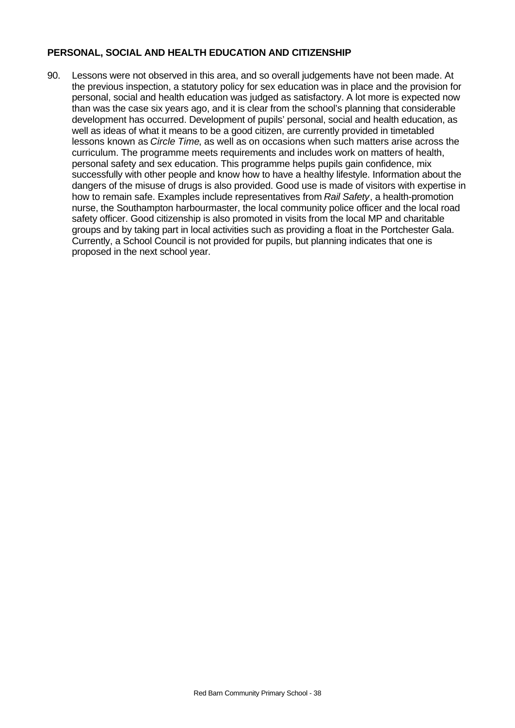**PERSONAL, SOCIAL AND HEALTH EDUCATION AND CITIZENSHIP**

90. Lessons were not observed in this area, and so overall judgements have not been made. At the previous inspection, a statutory policy for sex education was in place and the provision for personal, social and health education was judged as satisfactory. A lot more is expected now than was the case six years ago, and it is clear from the school's planning that considerable development has occurred. Development of pupils' personal, social and health education, as well as ideas of what it means to be a good citizen, are currently provided in timetabled lessons known as *Circle Time*, as well as on occasions when such matters arise across the curriculum. The programme meets requirements and includes work on matters of health, personal safety and sex education. This programme helps pupils gain confidence, mix successfully with other people and know how to have a healthy lifestyle. Information about the dangers of the misuse of drugs is also provided. Good use is made of visitors with expertise in how to remain safe. Examples include representatives from *Rail Safety*, a health-promotion nurse, the Southampton harbourmaster, the local community police officer and the local road safety officer. Good citizenship is also promoted in visits from the local MP and charitable groups and by taking part in local activities such as providing a float in the Portchester Gala. Currently, a School Council is not provided for pupils, but planning indicates that one is proposed in the next school year.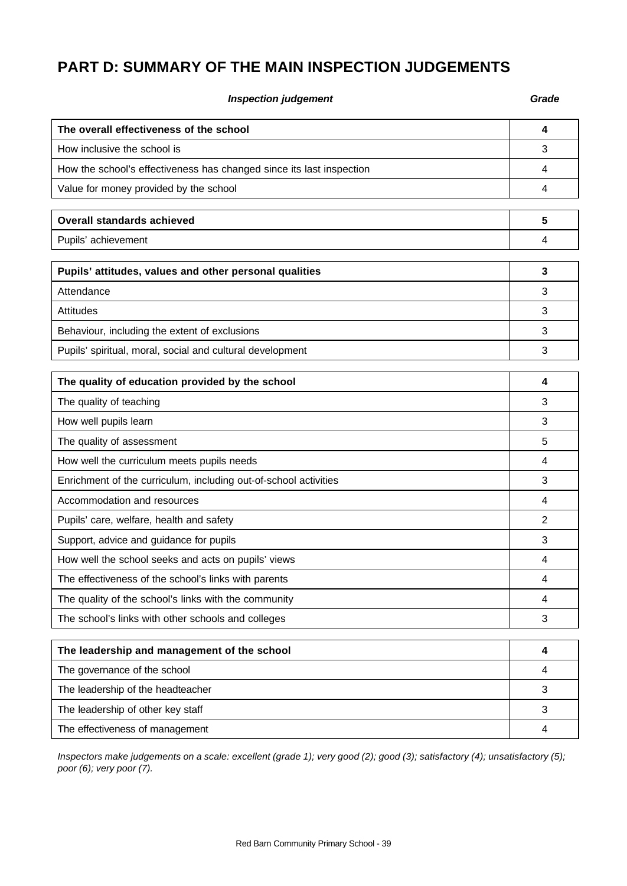# PART D: SUMMARY OF THE MAIN INSPECTION JUDGEMENTS

| ***Inspection judgement*** | ***Grade*** |
|---|---|
| **The overall effectiveness of the school** | **4** |
| How inclusive the school is | 3 |
| How the school's effectiveness has changed since its last inspection | 4 |
| Value for money provided by the school | 4 |
| **Overall standards achieved** | **5** |
| Pupils' achievement | 4 |
| **Pupils' attitudes, values and other personal qualities** | **3** |
| Attendance | 3 |
| Attitudes | 3 |
| Behaviour, including the extent of exclusions | 3 |
| Pupils' spiritual, moral, social and cultural development | 3 |
| **The quality of education provided by the school** | **4** |
| The quality of teaching | 3 |
| How well pupils learn | 3 |
| The quality of assessment | 5 |
| How well the curriculum meets pupils needs | 4 |
| Enrichment of the curriculum, including out-of-school activities | 3 |
| Accommodation and resources | 4 |
| Pupils' care, welfare, health and safety | 2 |
| Support, advice and guidance for pupils | 3 |
| How well the school seeks and acts on pupils' views | 4 |
| The effectiveness of the school's links with parents | 4 |
| The quality of the school's links with the community | 4 |
| The school's links with other schools and colleges | 3 |
| **The leadership and management of the school** | **4** |
| The governance of the school | 4 |
| The leadership of the headteacher | 3 |
| The leadership of other key staff | 3 |
| The effectiveness of management | 4 |

*Inspectors make judgements on a scale: excellent (grade 1); very good (2); good (3); satisfactory (4); unsatisfactory (5); poor (6); very poor (7).*